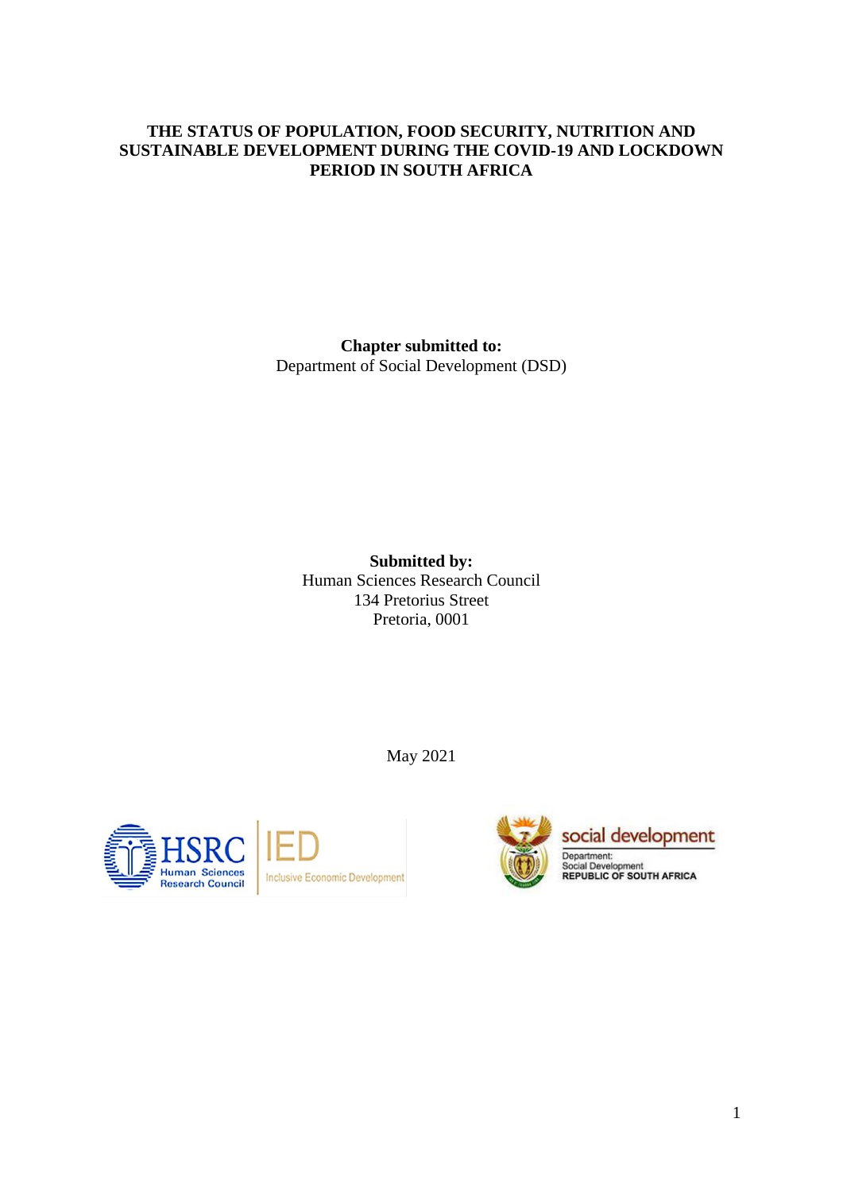# THE STATUS OF POPULATION, FOOD SECURITY, NUTRITION AND SUSTAINABLE DEVELOPMENT DURING THE COVID-19 AND LOCKDOWN PERIOD IN SOUTH AFRICA

**Chapter submitted to:**
Department of Social Development (DSD)

**Submitted by:**
Human Sciences Research Council
134 Pretorius Street
Pretoria, 0001

May 2021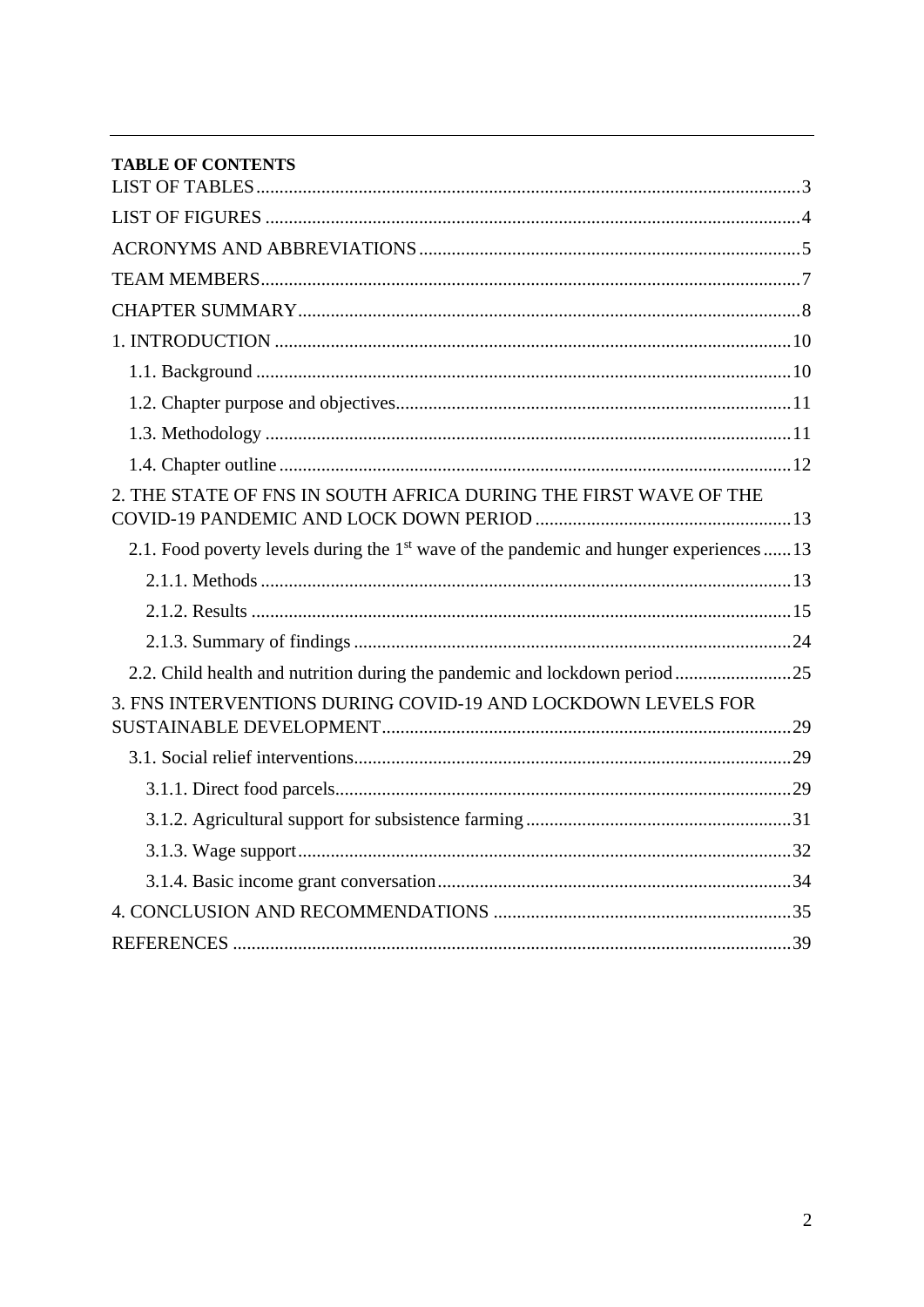**TABLE OF CONTENTS**

LIST OF TABLES ........................................................................................................... 3

LIST OF FIGURES ......................................................................................................... 4

ACRONYMS AND ABBREVIATIONS ............................................................................ 5

TEAM MEMBERS ............................................................................................................ 7

CHAPTER SUMMARY .................................................................................................... 8

1. INTRODUCTION ......................................................................................................... 10

  1.1. Background ............................................................................................................ 10

  1.2. Chapter purpose and objectives .............................................................................. 11

  1.3. Methodology .......................................................................................................... 11

  1.4. Chapter outline ....................................................................................................... 12

2. THE STATE OF FNS IN SOUTH AFRICA DURING THE FIRST WAVE OF THE COVID-19 PANDEMIC AND LOCK DOWN PERIOD ................................................ 13

  2.1. Food poverty levels during the 1st wave of the pandemic and hunger experiences ...... 13

    2.1.1. Methods ............................................................................................................. 13

    2.1.2. Results ............................................................................................................... 15

    2.1.3. Summary of findings ......................................................................................... 24

  2.2. Child health and nutrition during the pandemic and lockdown period ......................... 25

3. FNS INTERVENTIONS DURING COVID-19 AND LOCKDOWN LEVELS FOR SUSTAINABLE DEVELOPMENT ................................................................................. 29

  3.1. Social relief interventions ........................................................................................ 29

    3.1.1. Direct food parcels ............................................................................................ 29

    3.1.2. Agricultural support for subsistence farming ..................................................... 31

    3.1.3. Wage support ..................................................................................................... 32

    3.1.4. Basic income grant conversation ....................................................................... 34

4. CONCLUSION AND RECOMMENDATIONS ............................................................. 35

REFERENCES ............................................................................................................... 39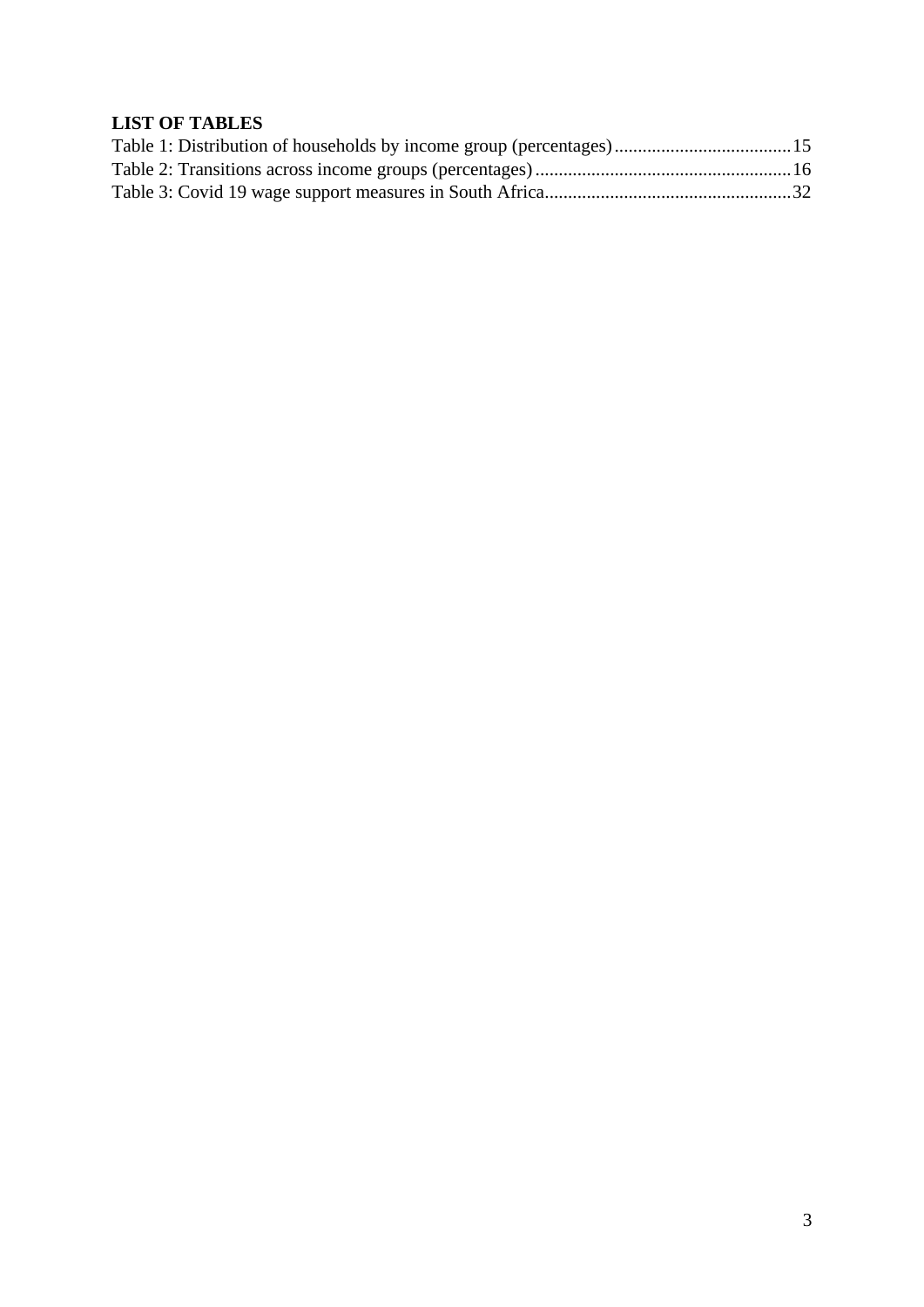**LIST OF TABLES**

Table 1: Distribution of households by income group (percentages) ...................................... 15
Table 2: Transitions across income groups (percentages) ....................................................... 16
Table 3: Covid 19 wage support measures in South Africa ..................................................... 32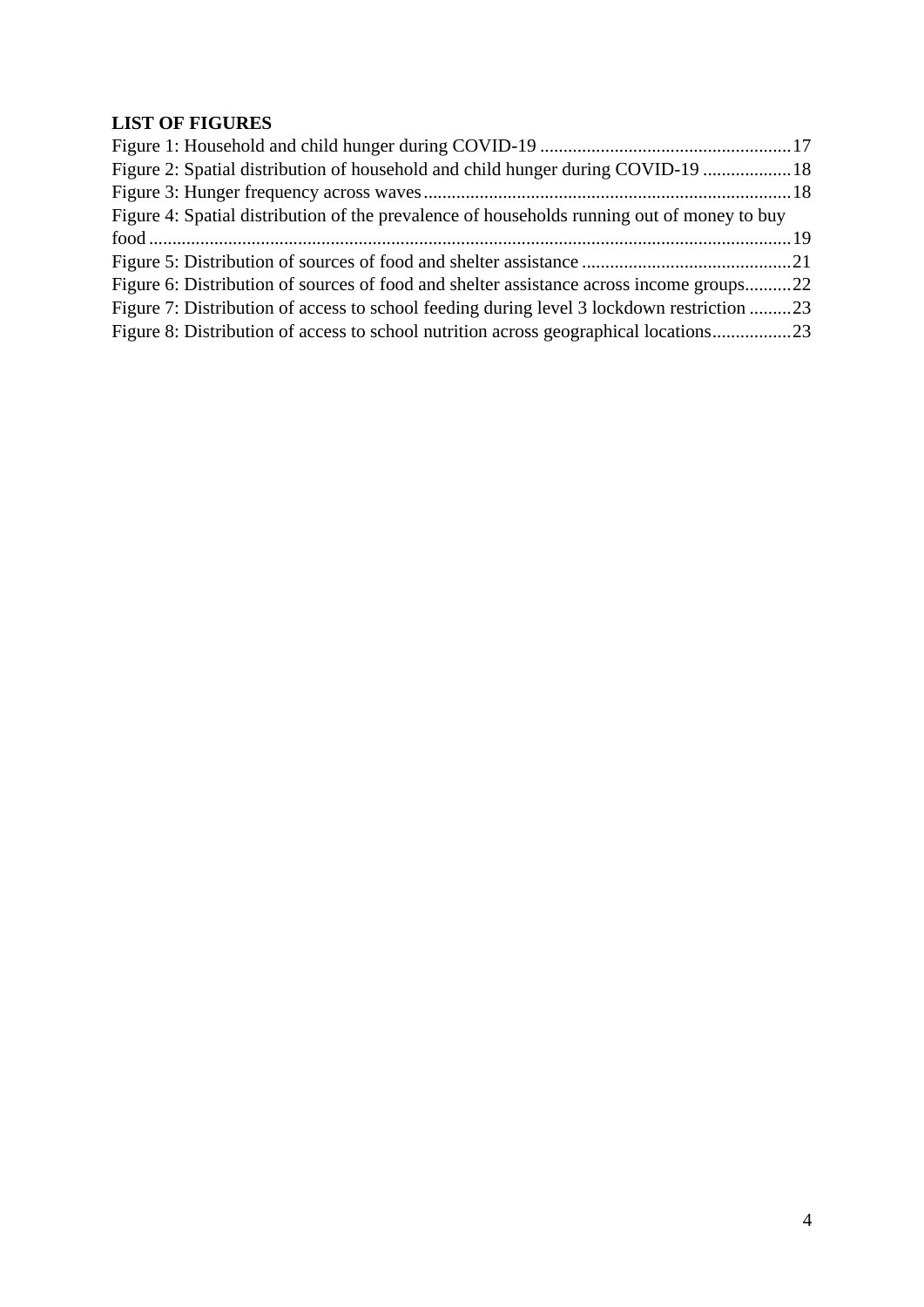**LIST OF FIGURES**

Figure 1: Household and child hunger during COVID-19 ......................................................17
Figure 2: Spatial distribution of household and child hunger during COVID-19 ...................18
Figure 3: Hunger frequency across waves...............................................................................18
Figure 4: Spatial distribution of the prevalence of households running out of money to buy food..........................................................................................................................................19
Figure 5: Distribution of sources of food and shelter assistance .............................................21
Figure 6: Distribution of sources of food and shelter assistance across income groups..........22
Figure 7: Distribution of access to school feeding during level 3 lockdown restriction .........23
Figure 8: Distribution of access to school nutrition across geographical locations.................23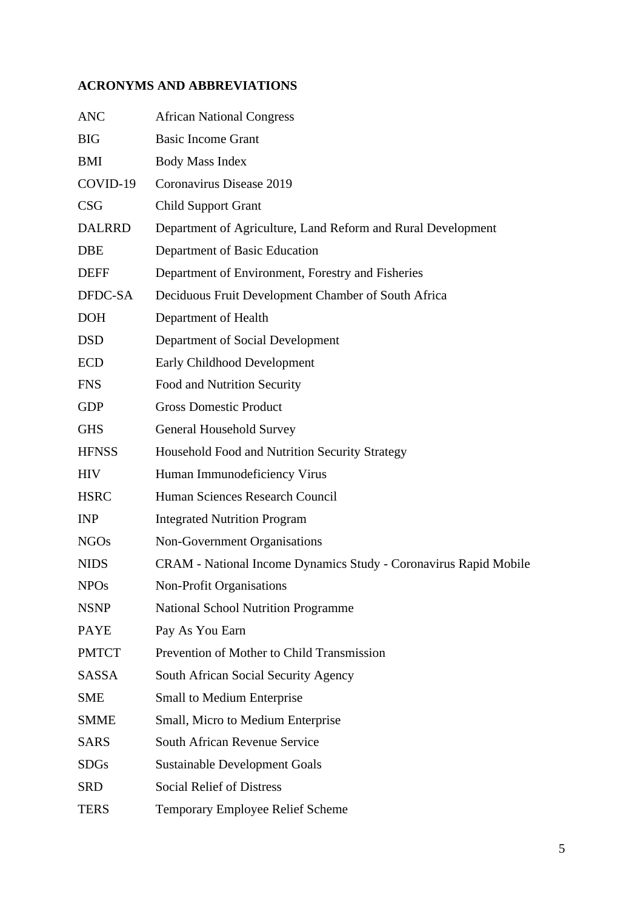## ACRONYMS AND ABBREVIATIONS

| | |
|---|---|
| ANC | African National Congress |
| BIG | Basic Income Grant |
| BMI | Body Mass Index |
| COVID-19 | Coronavirus Disease 2019 |
| CSG | Child Support Grant |
| DALRRD | Department of Agriculture, Land Reform and Rural Development |
| DBE | Department of Basic Education |
| DEFF | Department of Environment, Forestry and Fisheries |
| DFDC-SA | Deciduous Fruit Development Chamber of South Africa |
| DOH | Department of Health |
| DSD | Department of Social Development |
| ECD | Early Childhood Development |
| FNS | Food and Nutrition Security |
| GDP | Gross Domestic Product |
| GHS | General Household Survey |
| HFNSS | Household Food and Nutrition Security Strategy |
| HIV | Human Immunodeficiency Virus |
| HSRC | Human Sciences Research Council |
| INP | Integrated Nutrition Program |
| NGOs | Non-Government Organisations |
| NIDS | CRAM - National Income Dynamics Study - Coronavirus Rapid Mobile |
| NPOs | Non-Profit Organisations |
| NSNP | National School Nutrition Programme |
| PAYE | Pay As You Earn |
| PMTCT | Prevention of Mother to Child Transmission |
| SASSA | South African Social Security Agency |
| SME | Small to Medium Enterprise |
| SMME | Small, Micro to Medium Enterprise |
| SARS | South African Revenue Service |
| SDGs | Sustainable Development Goals |
| SRD | Social Relief of Distress |
| TERS | Temporary Employee Relief Scheme |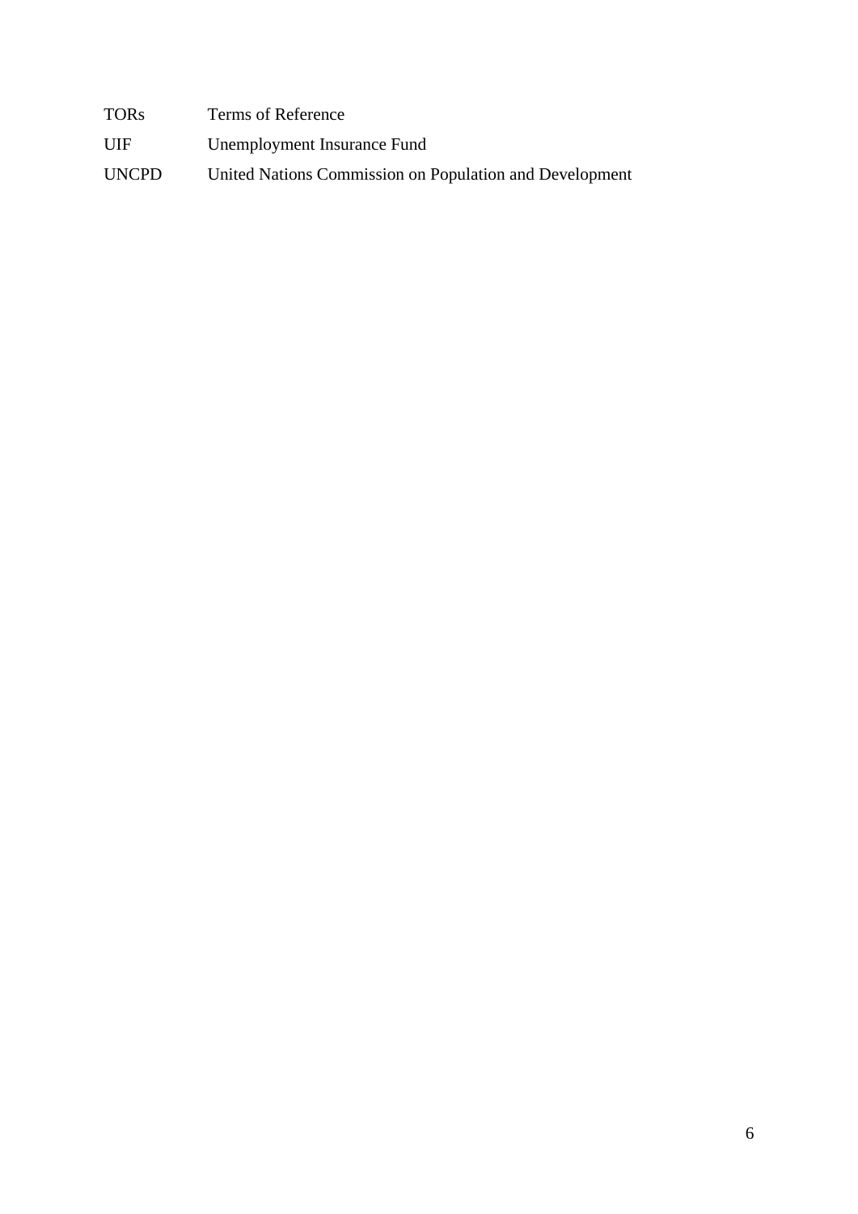| | |
|---|---|
| TORs | Terms of Reference |
| UIF | Unemployment Insurance Fund |
| UNCPD | United Nations Commission on Population and Development |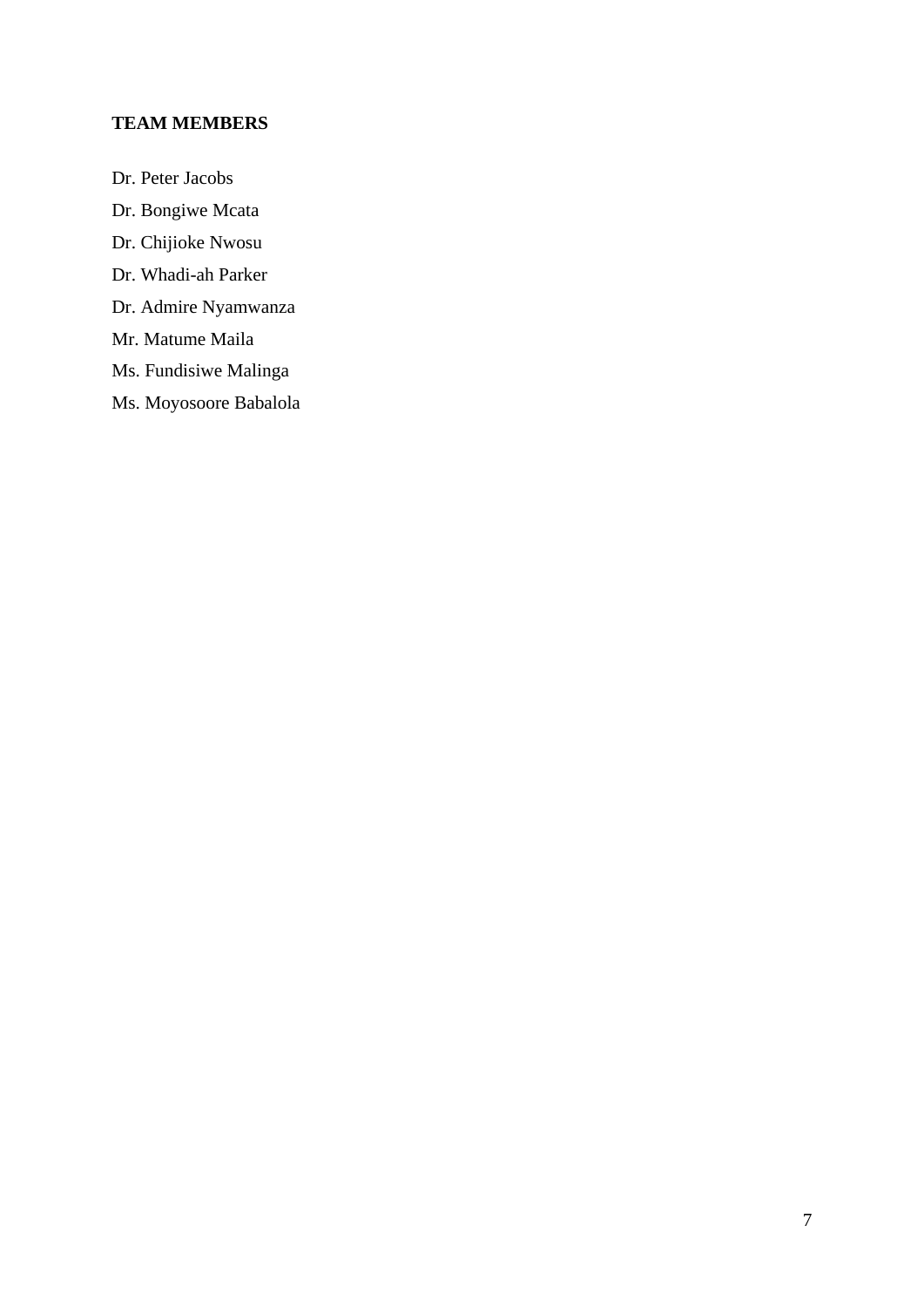## TEAM MEMBERS

Dr. Peter Jacobs

Dr. Bongiwe Mcata

Dr. Chijioke Nwosu

Dr. Whadi-ah Parker

Dr. Admire Nyamwanza

Mr. Matume Maila

Ms. Fundisiwe Malinga

Ms. Moyosoore Babalola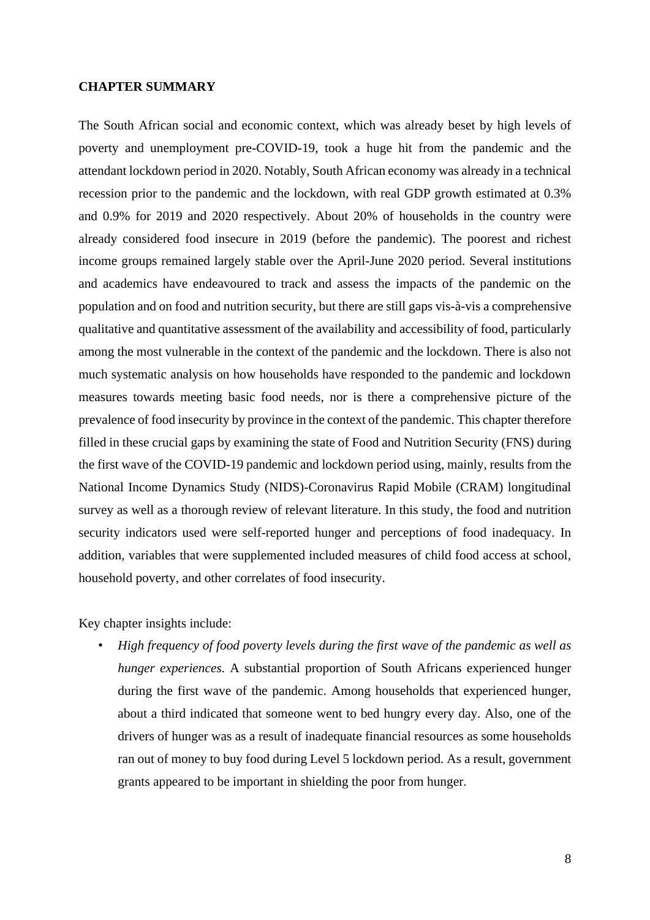## CHAPTER SUMMARY

The South African social and economic context, which was already beset by high levels of poverty and unemployment pre-COVID-19, took a huge hit from the pandemic and the attendant lockdown period in 2020. Notably, South African economy was already in a technical recession prior to the pandemic and the lockdown, with real GDP growth estimated at 0.3% and 0.9% for 2019 and 2020 respectively. About 20% of households in the country were already considered food insecure in 2019 (before the pandemic). The poorest and richest income groups remained largely stable over the April-June 2020 period. Several institutions and academics have endeavoured to track and assess the impacts of the pandemic on the population and on food and nutrition security, but there are still gaps vis-à-vis a comprehensive qualitative and quantitative assessment of the availability and accessibility of food, particularly among the most vulnerable in the context of the pandemic and the lockdown. There is also not much systematic analysis on how households have responded to the pandemic and lockdown measures towards meeting basic food needs, nor is there a comprehensive picture of the prevalence of food insecurity by province in the context of the pandemic. This chapter therefore filled in these crucial gaps by examining the state of Food and Nutrition Security (FNS) during the first wave of the COVID-19 pandemic and lockdown period using, mainly, results from the National Income Dynamics Study (NIDS)-Coronavirus Rapid Mobile (CRAM) longitudinal survey as well as a thorough review of relevant literature. In this study, the food and nutrition security indicators used were self-reported hunger and perceptions of food inadequacy. In addition, variables that were supplemented included measures of child food access at school, household poverty, and other correlates of food insecurity.

Key chapter insights include:

- *High frequency of food poverty levels during the first wave of the pandemic as well as hunger experiences.* A substantial proportion of South Africans experienced hunger during the first wave of the pandemic. Among households that experienced hunger, about a third indicated that someone went to bed hungry every day. Also, one of the drivers of hunger was as a result of inadequate financial resources as some households ran out of money to buy food during Level 5 lockdown period. As a result, government grants appeared to be important in shielding the poor from hunger.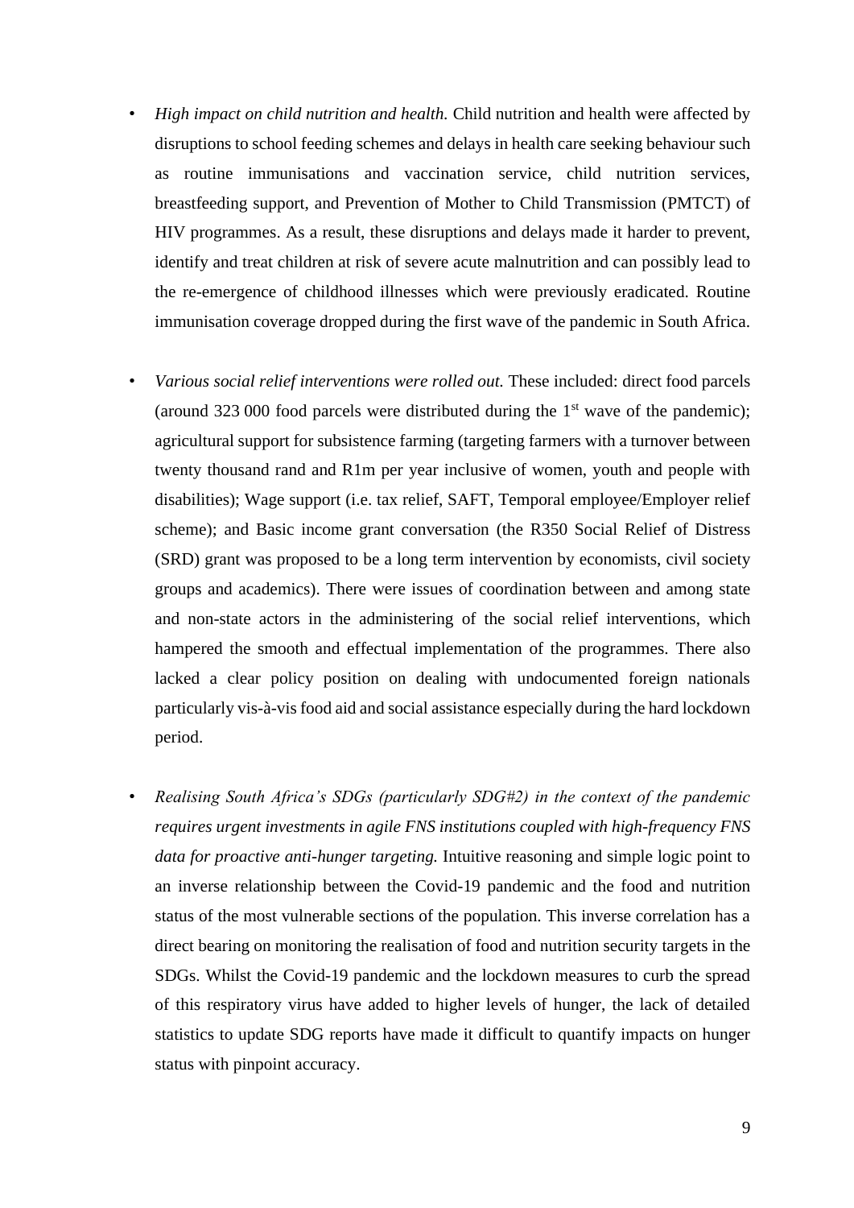- *High impact on child nutrition and health.* Child nutrition and health were affected by disruptions to school feeding schemes and delays in health care seeking behaviour such as routine immunisations and vaccination service, child nutrition services, breastfeeding support, and Prevention of Mother to Child Transmission (PMTCT) of HIV programmes. As a result, these disruptions and delays made it harder to prevent, identify and treat children at risk of severe acute malnutrition and can possibly lead to the re-emergence of childhood illnesses which were previously eradicated. Routine immunisation coverage dropped during the first wave of the pandemic in South Africa.

- *Various social relief interventions were rolled out.* These included: direct food parcels (around 323 000 food parcels were distributed during the 1st wave of the pandemic); agricultural support for subsistence farming (targeting farmers with a turnover between twenty thousand rand and R1m per year inclusive of women, youth and people with disabilities); Wage support (i.e. tax relief, SAFT, Temporal employee/Employer relief scheme); and Basic income grant conversation (the R350 Social Relief of Distress (SRD) grant was proposed to be a long term intervention by economists, civil society groups and academics). There were issues of coordination between and among state and non-state actors in the administering of the social relief interventions, which hampered the smooth and effectual implementation of the programmes. There also lacked a clear policy position on dealing with undocumented foreign nationals particularly vis-à-vis food aid and social assistance especially during the hard lockdown period.

- *Realising South Africa's SDGs (particularly SDG#2) in the context of the pandemic requires urgent investments in agile FNS institutions coupled with high-frequency FNS data for proactive anti-hunger targeting.* Intuitive reasoning and simple logic point to an inverse relationship between the Covid-19 pandemic and the food and nutrition status of the most vulnerable sections of the population. This inverse correlation has a direct bearing on monitoring the realisation of food and nutrition security targets in the SDGs. Whilst the Covid-19 pandemic and the lockdown measures to curb the spread of this respiratory virus have added to higher levels of hunger, the lack of detailed statistics to update SDG reports have made it difficult to quantify impacts on hunger status with pinpoint accuracy.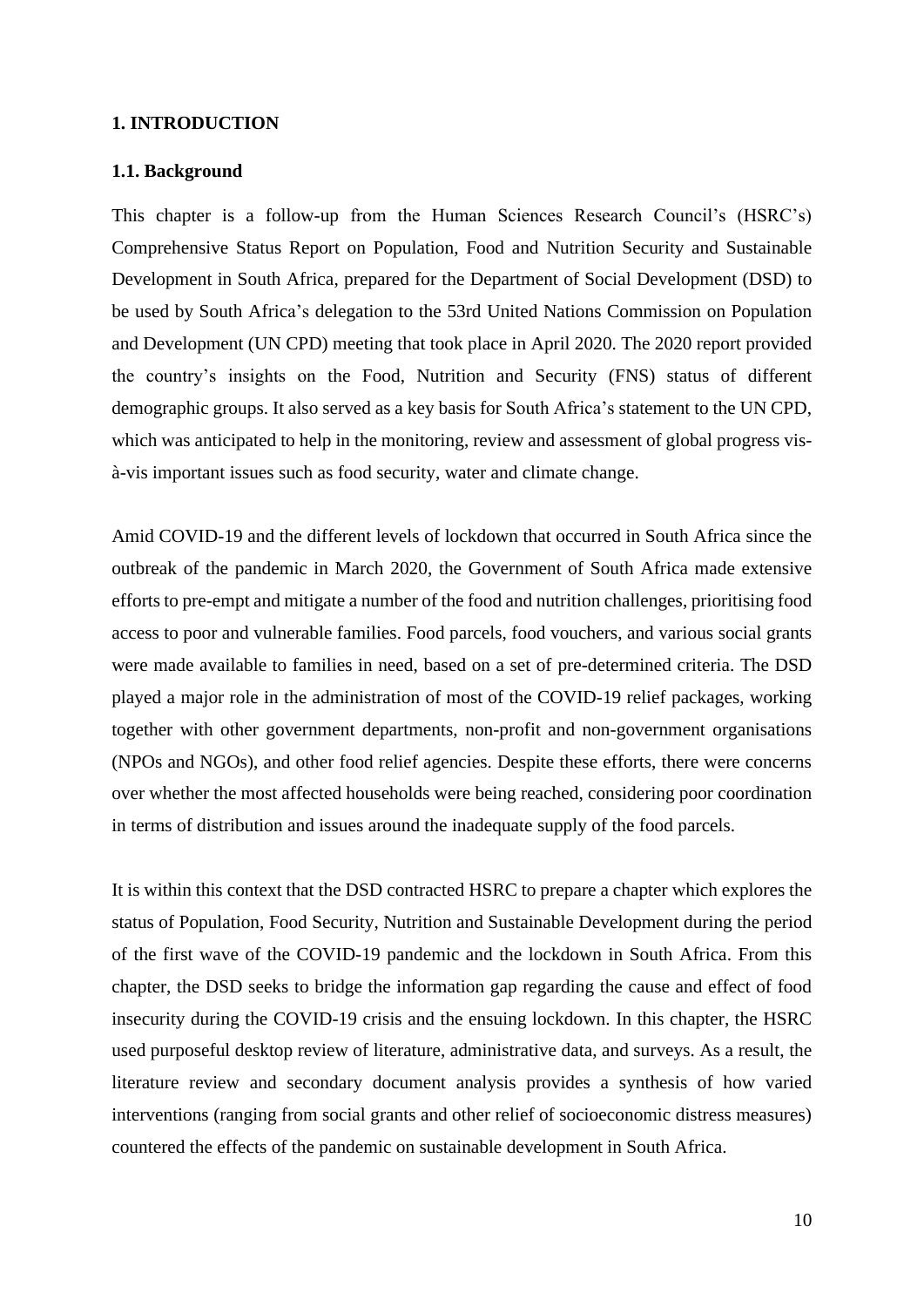# 1. INTRODUCTION

## 1.1. Background

This chapter is a follow-up from the Human Sciences Research Council's (HSRC's) Comprehensive Status Report on Population, Food and Nutrition Security and Sustainable Development in South Africa, prepared for the Department of Social Development (DSD) to be used by South Africa's delegation to the 53rd United Nations Commission on Population and Development (UN CPD) meeting that took place in April 2020. The 2020 report provided the country's insights on the Food, Nutrition and Security (FNS) status of different demographic groups. It also served as a key basis for South Africa's statement to the UN CPD, which was anticipated to help in the monitoring, review and assessment of global progress vis-à-vis important issues such as food security, water and climate change.

Amid COVID-19 and the different levels of lockdown that occurred in South Africa since the outbreak of the pandemic in March 2020, the Government of South Africa made extensive efforts to pre-empt and mitigate a number of the food and nutrition challenges, prioritising food access to poor and vulnerable families. Food parcels, food vouchers, and various social grants were made available to families in need, based on a set of pre-determined criteria. The DSD played a major role in the administration of most of the COVID-19 relief packages, working together with other government departments, non-profit and non-government organisations (NPOs and NGOs), and other food relief agencies. Despite these efforts, there were concerns over whether the most affected households were being reached, considering poor coordination in terms of distribution and issues around the inadequate supply of the food parcels.

It is within this context that the DSD contracted HSRC to prepare a chapter which explores the status of Population, Food Security, Nutrition and Sustainable Development during the period of the first wave of the COVID-19 pandemic and the lockdown in South Africa. From this chapter, the DSD seeks to bridge the information gap regarding the cause and effect of food insecurity during the COVID-19 crisis and the ensuing lockdown. In this chapter, the HSRC used purposeful desktop review of literature, administrative data, and surveys. As a result, the literature review and secondary document analysis provides a synthesis of how varied interventions (ranging from social grants and other relief of socioeconomic distress measures) countered the effects of the pandemic on sustainable development in South Africa.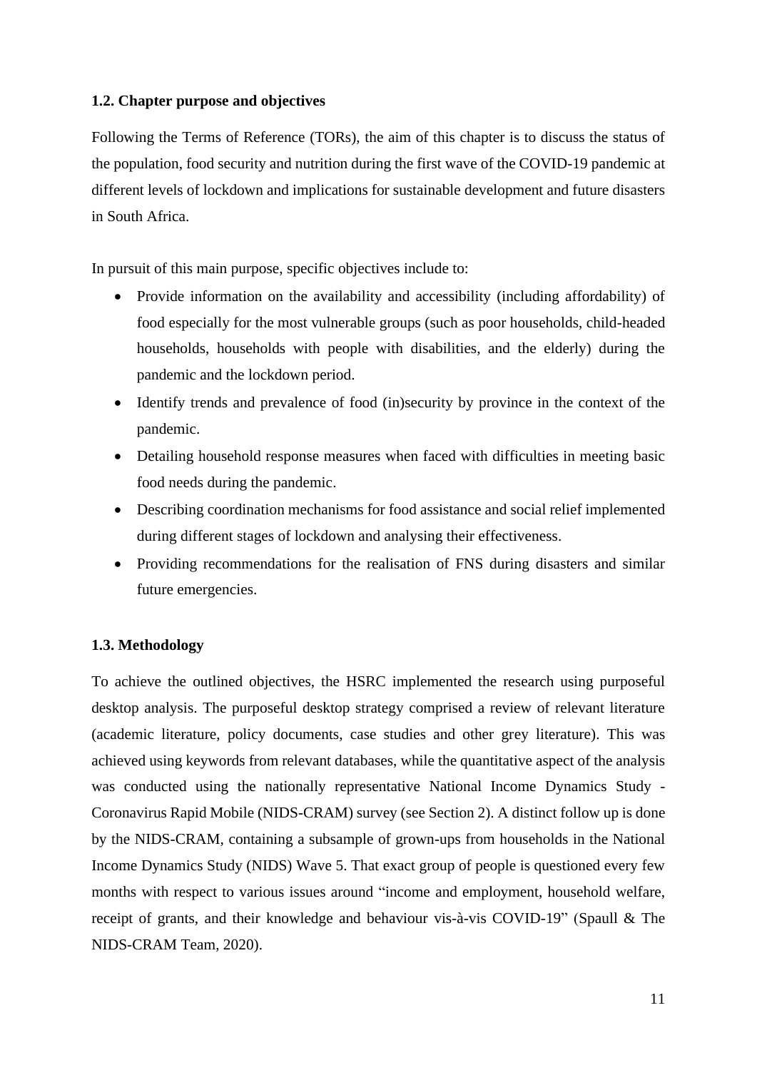### 1.2. Chapter purpose and objectives

Following the Terms of Reference (TORs), the aim of this chapter is to discuss the status of the population, food security and nutrition during the first wave of the COVID-19 pandemic at different levels of lockdown and implications for sustainable development and future disasters in South Africa.

In pursuit of this main purpose, specific objectives include to:

- Provide information on the availability and accessibility (including affordability) of food especially for the most vulnerable groups (such as poor households, child-headed households, households with people with disabilities, and the elderly) during the pandemic and the lockdown period.
- Identify trends and prevalence of food (in)security by province in the context of the pandemic.
- Detailing household response measures when faced with difficulties in meeting basic food needs during the pandemic.
- Describing coordination mechanisms for food assistance and social relief implemented during different stages of lockdown and analysing their effectiveness.
- Providing recommendations for the realisation of FNS during disasters and similar future emergencies.

### 1.3. Methodology

To achieve the outlined objectives, the HSRC implemented the research using purposeful desktop analysis. The purposeful desktop strategy comprised a review of relevant literature (academic literature, policy documents, case studies and other grey literature). This was achieved using keywords from relevant databases, while the quantitative aspect of the analysis was conducted using the nationally representative National Income Dynamics Study - Coronavirus Rapid Mobile (NIDS-CRAM) survey (see Section 2). A distinct follow up is done by the NIDS-CRAM, containing a subsample of grown-ups from households in the National Income Dynamics Study (NIDS) Wave 5. That exact group of people is questioned every few months with respect to various issues around "income and employment, household welfare, receipt of grants, and their knowledge and behaviour vis-à-vis COVID-19" (Spaull & The NIDS-CRAM Team, 2020).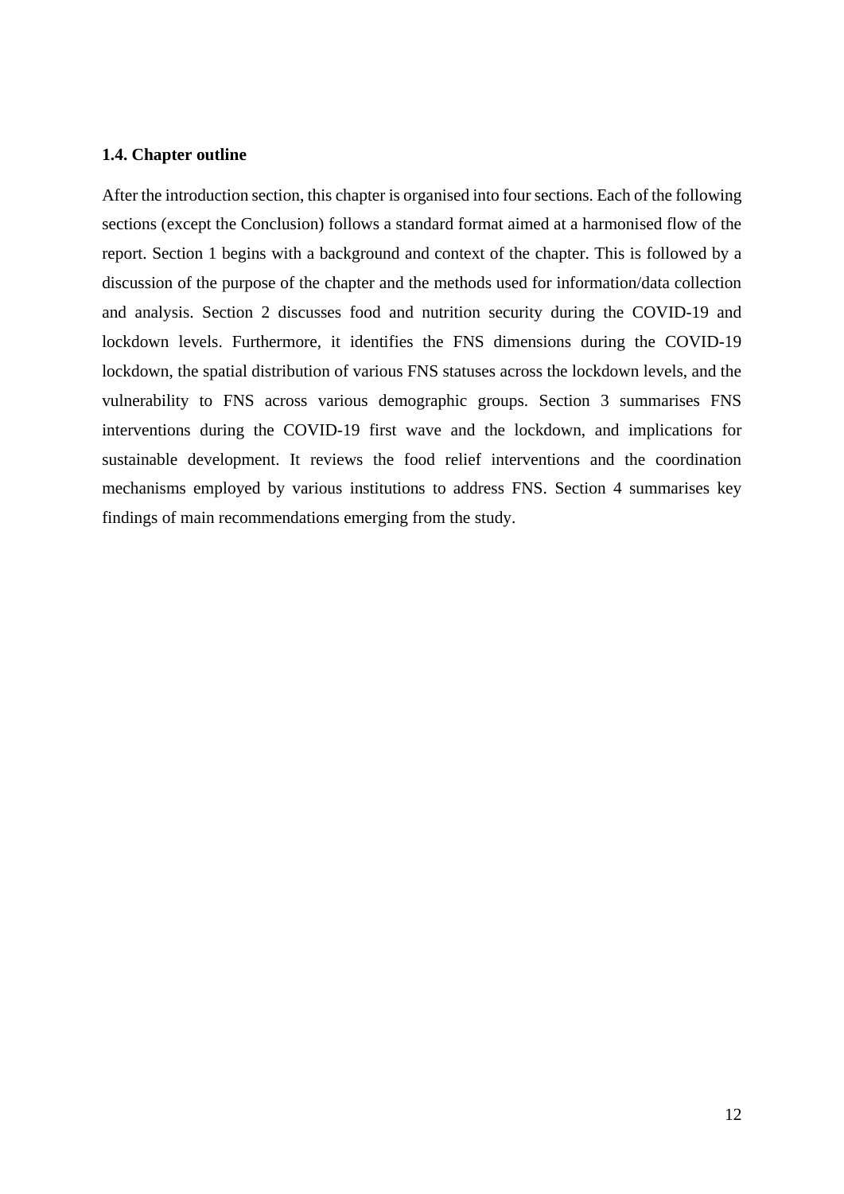### 1.4. Chapter outline

After the introduction section, this chapter is organised into four sections. Each of the following sections (except the Conclusion) follows a standard format aimed at a harmonised flow of the report. Section 1 begins with a background and context of the chapter. This is followed by a discussion of the purpose of the chapter and the methods used for information/data collection and analysis. Section 2 discusses food and nutrition security during the COVID-19 and lockdown levels. Furthermore, it identifies the FNS dimensions during the COVID-19 lockdown, the spatial distribution of various FNS statuses across the lockdown levels, and the vulnerability to FNS across various demographic groups. Section 3 summarises FNS interventions during the COVID-19 first wave and the lockdown, and implications for sustainable development. It reviews the food relief interventions and the coordination mechanisms employed by various institutions to address FNS. Section 4 summarises key findings of main recommendations emerging from the study.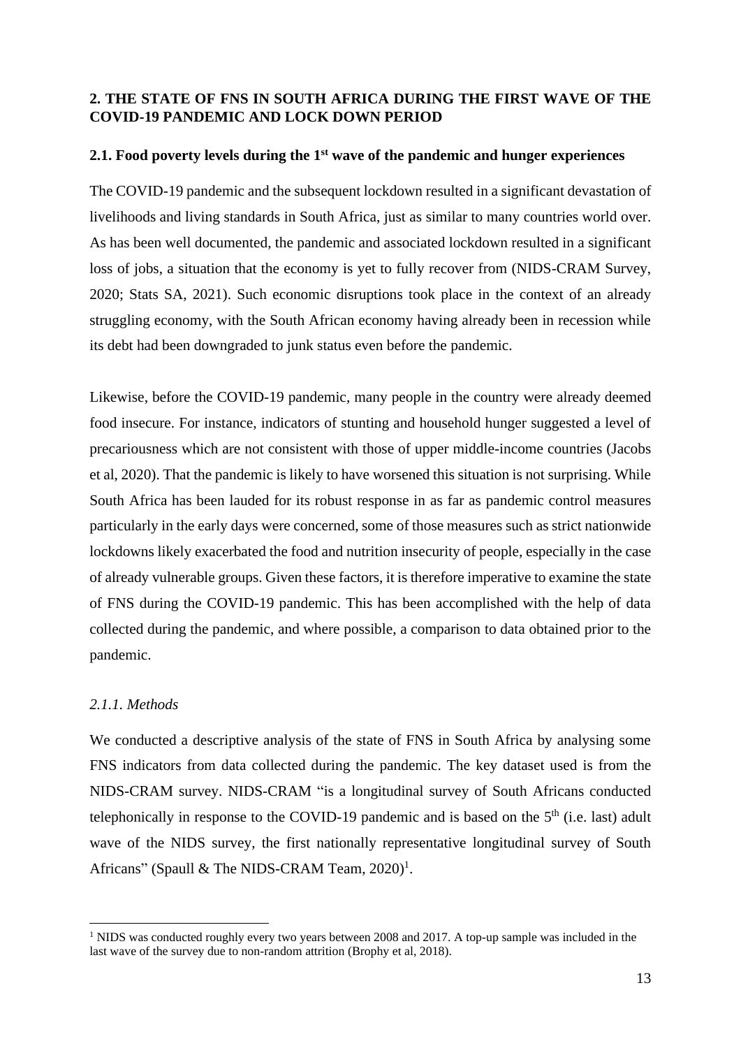## 2. THE STATE OF FNS IN SOUTH AFRICA DURING THE FIRST WAVE OF THE COVID-19 PANDEMIC AND LOCK DOWN PERIOD

### 2.1. Food poverty levels during the 1st wave of the pandemic and hunger experiences

The COVID-19 pandemic and the subsequent lockdown resulted in a significant devastation of livelihoods and living standards in South Africa, just as similar to many countries world over. As has been well documented, the pandemic and associated lockdown resulted in a significant loss of jobs, a situation that the economy is yet to fully recover from (NIDS-CRAM Survey, 2020; Stats SA, 2021). Such economic disruptions took place in the context of an already struggling economy, with the South African economy having already been in recession while its debt had been downgraded to junk status even before the pandemic.

Likewise, before the COVID-19 pandemic, many people in the country were already deemed food insecure. For instance, indicators of stunting and household hunger suggested a level of precariousness which are not consistent with those of upper middle-income countries (Jacobs et al, 2020). That the pandemic is likely to have worsened this situation is not surprising. While South Africa has been lauded for its robust response in as far as pandemic control measures particularly in the early days were concerned, some of those measures such as strict nationwide lockdowns likely exacerbated the food and nutrition insecurity of people, especially in the case of already vulnerable groups. Given these factors, it is therefore imperative to examine the state of FNS during the COVID-19 pandemic. This has been accomplished with the help of data collected during the pandemic, and where possible, a comparison to data obtained prior to the pandemic.

#### *2.1.1. Methods*

We conducted a descriptive analysis of the state of FNS in South Africa by analysing some FNS indicators from data collected during the pandemic. The key dataset used is from the NIDS-CRAM survey. NIDS-CRAM "is a longitudinal survey of South Africans conducted telephonically in response to the COVID-19 pandemic and is based on the 5th (i.e. last) adult wave of the NIDS survey, the first nationally representative longitudinal survey of South Africans" (Spaull & The NIDS-CRAM Team, 2020)[1].

[1] NIDS was conducted roughly every two years between 2008 and 2017. A top-up sample was included in the last wave of the survey due to non-random attrition (Brophy et al, 2018).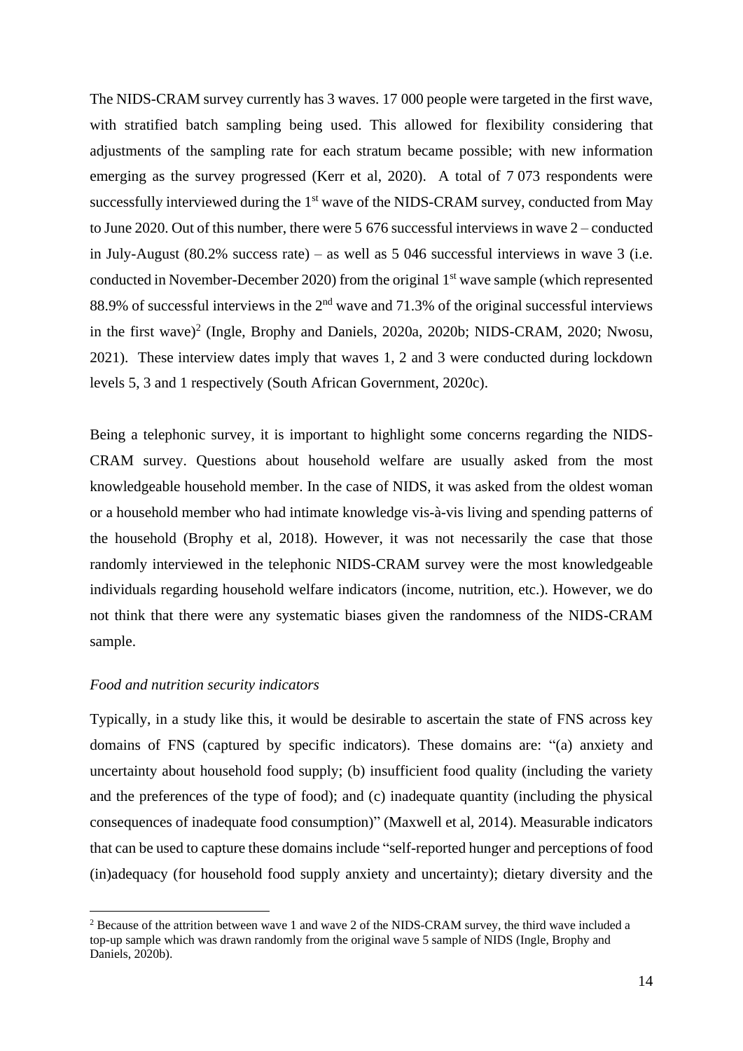The NIDS-CRAM survey currently has 3 waves. 17 000 people were targeted in the first wave, with stratified batch sampling being used. This allowed for flexibility considering that adjustments of the sampling rate for each stratum became possible; with new information emerging as the survey progressed (Kerr et al, 2020). A total of 7 073 respondents were successfully interviewed during the 1st wave of the NIDS-CRAM survey, conducted from May to June 2020. Out of this number, there were 5 676 successful interviews in wave 2 – conducted in July-August (80.2% success rate) – as well as 5 046 successful interviews in wave 3 (i.e. conducted in November-December 2020) from the original 1st wave sample (which represented 88.9% of successful interviews in the 2nd wave and 71.3% of the original successful interviews in the first wave)[2] (Ingle, Brophy and Daniels, 2020a, 2020b; NIDS-CRAM, 2020; Nwosu, 2021). These interview dates imply that waves 1, 2 and 3 were conducted during lockdown levels 5, 3 and 1 respectively (South African Government, 2020c).

Being a telephonic survey, it is important to highlight some concerns regarding the NIDS-CRAM survey. Questions about household welfare are usually asked from the most knowledgeable household member. In the case of NIDS, it was asked from the oldest woman or a household member who had intimate knowledge vis-à-vis living and spending patterns of the household (Brophy et al, 2018). However, it was not necessarily the case that those randomly interviewed in the telephonic NIDS-CRAM survey were the most knowledgeable individuals regarding household welfare indicators (income, nutrition, etc.). However, we do not think that there were any systematic biases given the randomness of the NIDS-CRAM sample.

*Food and nutrition security indicators*

Typically, in a study like this, it would be desirable to ascertain the state of FNS across key domains of FNS (captured by specific indicators). These domains are: "(a) anxiety and uncertainty about household food supply; (b) insufficient food quality (including the variety and the preferences of the type of food); and (c) inadequate quantity (including the physical consequences of inadequate food consumption)" (Maxwell et al, 2014). Measurable indicators that can be used to capture these domains include "self-reported hunger and perceptions of food (in)adequacy (for household food supply anxiety and uncertainty); dietary diversity and the

[2] Because of the attrition between wave 1 and wave 2 of the NIDS-CRAM survey, the third wave included a top-up sample which was drawn randomly from the original wave 5 sample of NIDS (Ingle, Brophy and Daniels, 2020b).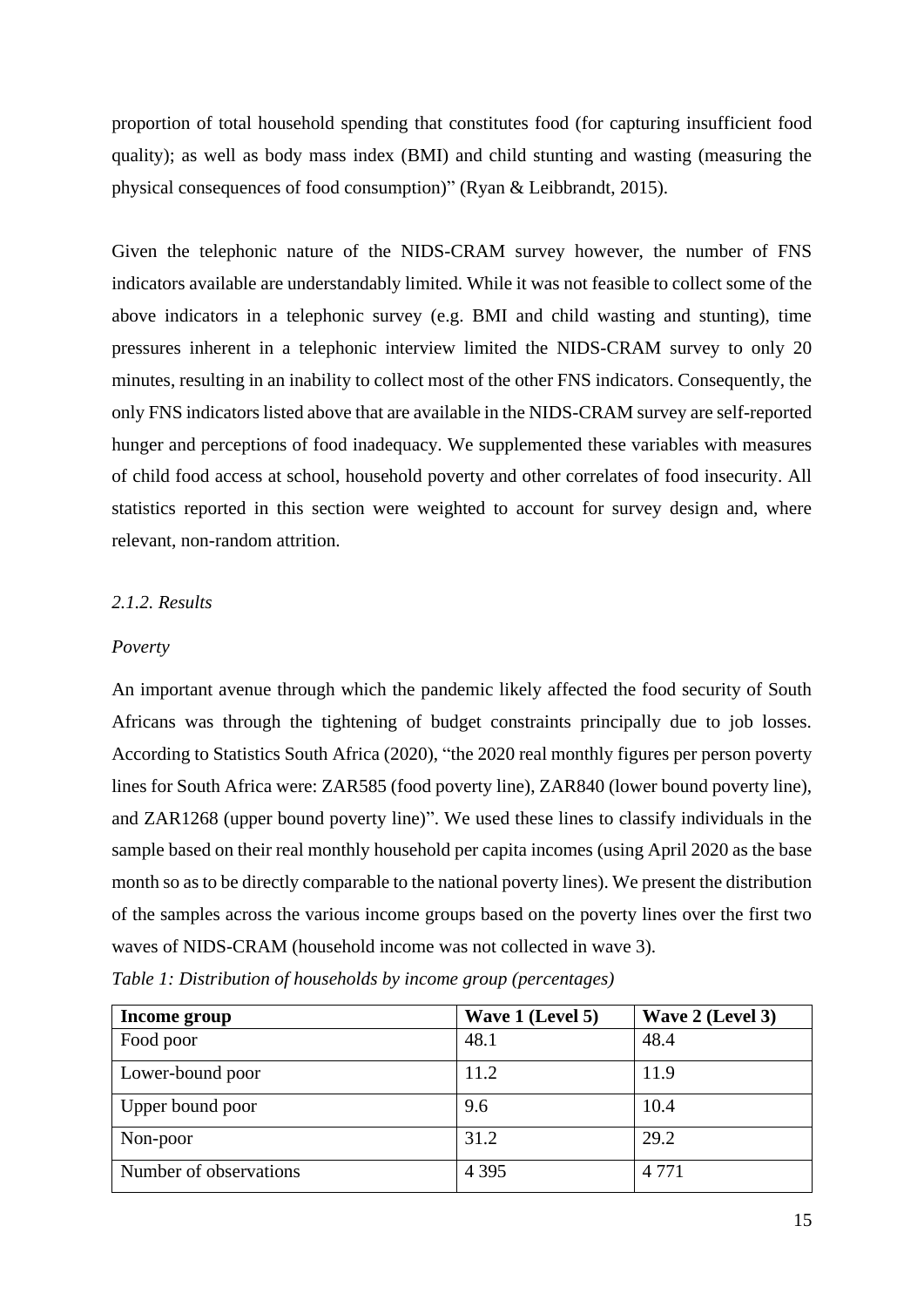proportion of total household spending that constitutes food (for capturing insufficient food quality); as well as body mass index (BMI) and child stunting and wasting (measuring the physical consequences of food consumption)" (Ryan & Leibbrandt, 2015).

Given the telephonic nature of the NIDS-CRAM survey however, the number of FNS indicators available are understandably limited. While it was not feasible to collect some of the above indicators in a telephonic survey (e.g. BMI and child wasting and stunting), time pressures inherent in a telephonic interview limited the NIDS-CRAM survey to only 20 minutes, resulting in an inability to collect most of the other FNS indicators. Consequently, the only FNS indicators listed above that are available in the NIDS-CRAM survey are self-reported hunger and perceptions of food inadequacy. We supplemented these variables with measures of child food access at school, household poverty and other correlates of food insecurity. All statistics reported in this section were weighted to account for survey design and, where relevant, non-random attrition.

### *2.1.2. Results*

*Poverty*

An important avenue through which the pandemic likely affected the food security of South Africans was through the tightening of budget constraints principally due to job losses. According to Statistics South Africa (2020), "the 2020 real monthly figures per person poverty lines for South Africa were: ZAR585 (food poverty line), ZAR840 (lower bound poverty line), and ZAR1268 (upper bound poverty line)". We used these lines to classify individuals in the sample based on their real monthly household per capita incomes (using April 2020 as the base month so as to be directly comparable to the national poverty lines). We present the distribution of the samples across the various income groups based on the poverty lines over the first two waves of NIDS-CRAM (household income was not collected in wave 3).

*Table 1: Distribution of households by income group (percentages)*

| Income group | Wave 1 (Level 5) | Wave 2 (Level 3) |
|---|---|---|
| Food poor | 48.1 | 48.4 |
| Lower-bound poor | 11.2 | 11.9 |
| Upper bound poor | 9.6 | 10.4 |
| Non-poor | 31.2 | 29.2 |
| Number of observations | 4 395 | 4 771 |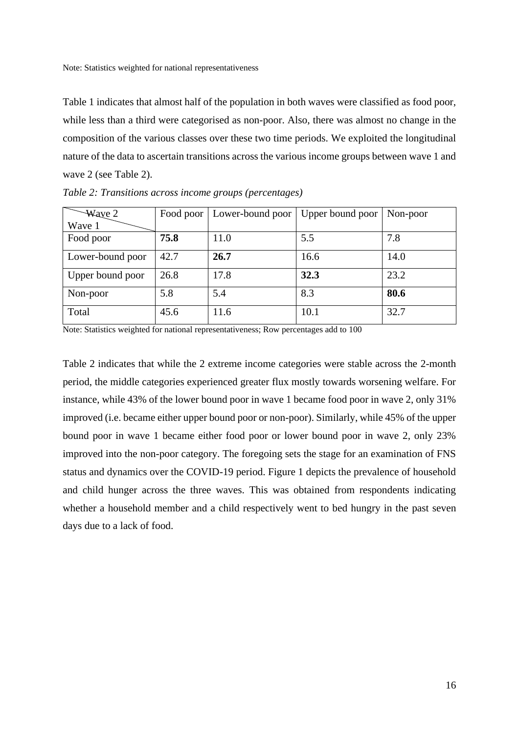Note: Statistics weighted for national representativeness

Table 1 indicates that almost half of the population in both waves were classified as food poor, while less than a third were categorised as non-poor. Also, there was almost no change in the composition of the various classes over these two time periods. We exploited the longitudinal nature of the data to ascertain transitions across the various income groups between wave 1 and wave 2 (see Table 2).

*Table 2: Transitions across income groups (percentages)*

| Wave 2 / Wave 1 | Food poor | Lower-bound poor | Upper bound poor | Non-poor |
|---|---|---|---|---|
| Food poor | **75.8** | 11.0 | 5.5 | 7.8 |
| Lower-bound poor | 42.7 | **26.7** | 16.6 | 14.0 |
| Upper bound poor | 26.8 | 17.8 | **32.3** | 23.2 |
| Non-poor | 5.8 | 5.4 | 8.3 | **80.6** |
| Total | 45.6 | 11.6 | 10.1 | 32.7 |

Note: Statistics weighted for national representativeness; Row percentages add to 100

Table 2 indicates that while the 2 extreme income categories were stable across the 2-month period, the middle categories experienced greater flux mostly towards worsening welfare. For instance, while 43% of the lower bound poor in wave 1 became food poor in wave 2, only 31% improved (i.e. became either upper bound poor or non-poor). Similarly, while 45% of the upper bound poor in wave 1 became either food poor or lower bound poor in wave 2, only 23% improved into the non-poor category. The foregoing sets the stage for an examination of FNS status and dynamics over the COVID-19 period. Figure 1 depicts the prevalence of household and child hunger across the three waves. This was obtained from respondents indicating whether a household member and a child respectively went to bed hungry in the past seven days due to a lack of food.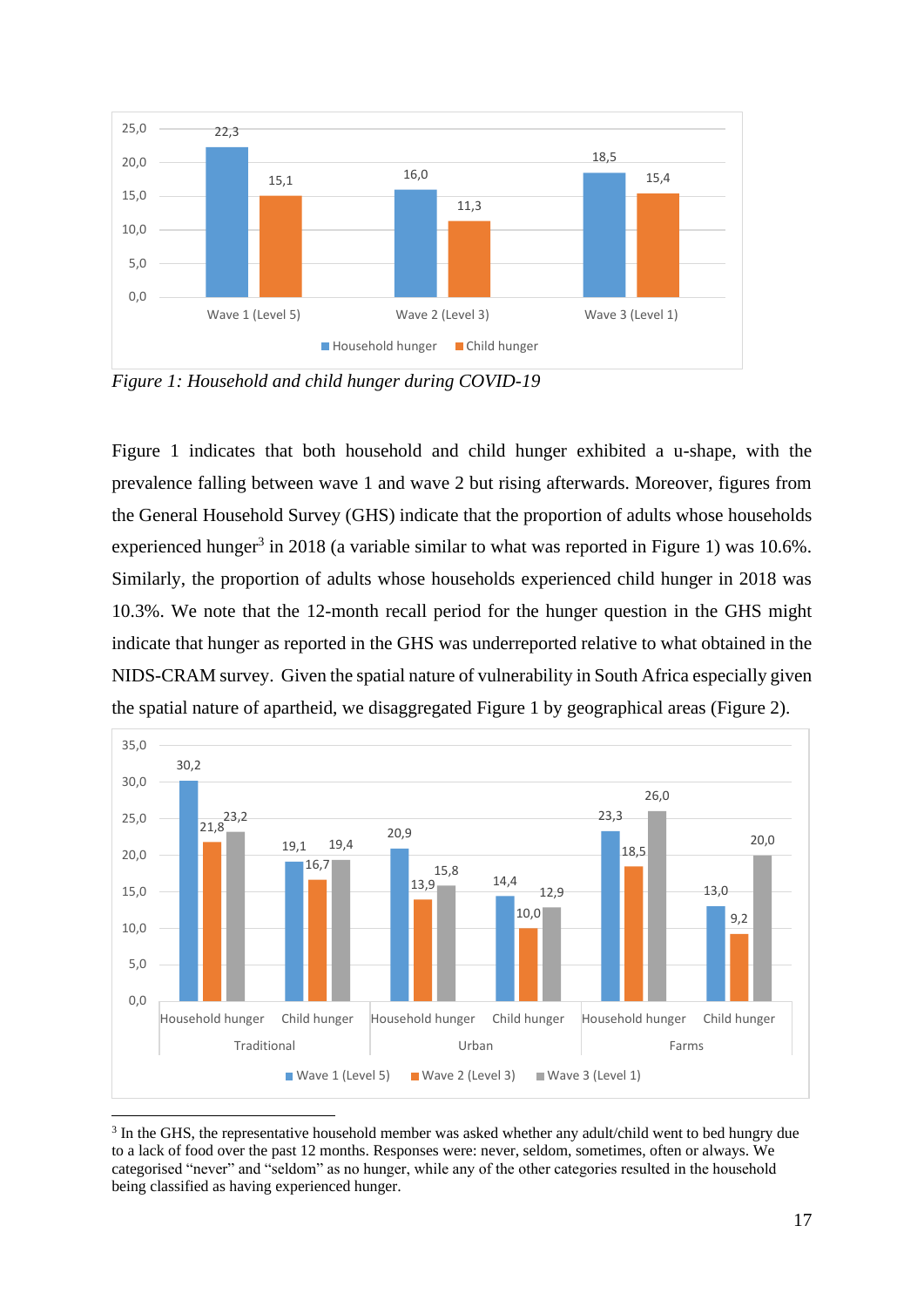*Figure 1: Household and child hunger during COVID-19*

Figure 1 indicates that both household and child hunger exhibited a u-shape, with the prevalence falling between wave 1 and wave 2 but rising afterwards. Moreover, figures from the General Household Survey (GHS) indicate that the proportion of adults whose households experienced hunger[3] in 2018 (a variable similar to what was reported in Figure 1) was 10.6%. Similarly, the proportion of adults whose households experienced child hunger in 2018 was 10.3%. We note that the 12-month recall period for the hunger question in the GHS might indicate that hunger as reported in the GHS was underreported relative to what obtained in the NIDS-CRAM survey. Given the spatial nature of vulnerability in South Africa especially given the spatial nature of apartheid, we disaggregated Figure 1 by geographical areas (Figure 2).

[3] In the GHS, the representative household member was asked whether any adult/child went to bed hungry due to a lack of food over the past 12 months. Responses were: never, seldom, sometimes, often or always. We categorised "never" and "seldom" as no hunger, while any of the other categories resulted in the household being classified as having experienced hunger.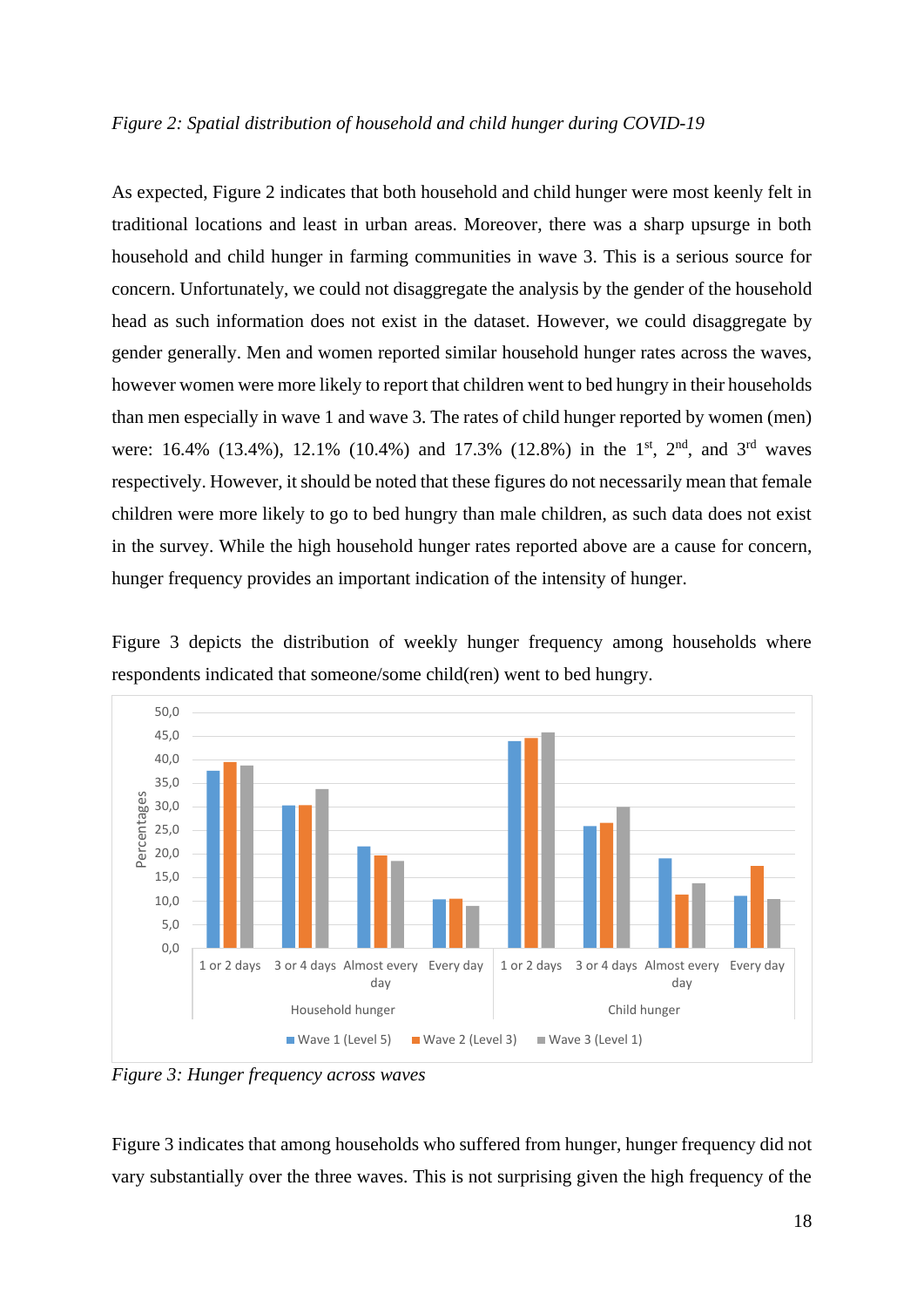*Figure 2: Spatial distribution of household and child hunger during COVID-19*

As expected, Figure 2 indicates that both household and child hunger were most keenly felt in traditional locations and least in urban areas. Moreover, there was a sharp upsurge in both household and child hunger in farming communities in wave 3. This is a serious source for concern. Unfortunately, we could not disaggregate the analysis by the gender of the household head as such information does not exist in the dataset. However, we could disaggregate by gender generally. Men and women reported similar household hunger rates across the waves, however women were more likely to report that children went to bed hungry in their households than men especially in wave 1 and wave 3. The rates of child hunger reported by women (men) were: 16.4% (13.4%), 12.1% (10.4%) and 17.3% (12.8%) in the 1st, 2nd, and 3rd waves respectively. However, it should be noted that these figures do not necessarily mean that female children were more likely to go to bed hungry than male children, as such data does not exist in the survey. While the high household hunger rates reported above are a cause for concern, hunger frequency provides an important indication of the intensity of hunger.

Figure 3 depicts the distribution of weekly hunger frequency among households where respondents indicated that someone/some child(ren) went to bed hungry.

*Figure 3: Hunger frequency across waves*

Figure 3 indicates that among households who suffered from hunger, hunger frequency did not vary substantially over the three waves. This is not surprising given the high frequency of the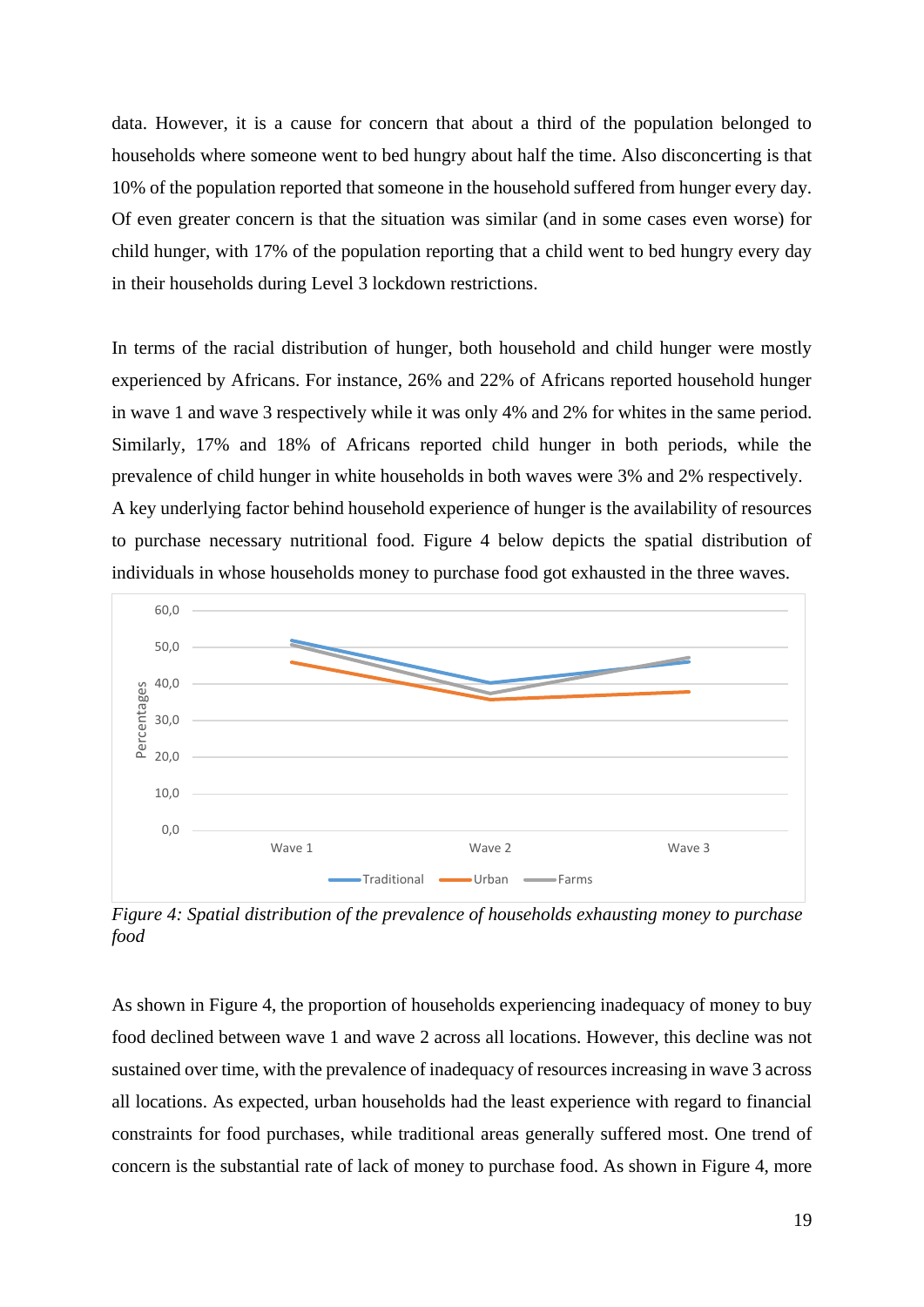data. However, it is a cause for concern that about a third of the population belonged to households where someone went to bed hungry about half the time. Also disconcerting is that 10% of the population reported that someone in the household suffered from hunger every day. Of even greater concern is that the situation was similar (and in some cases even worse) for child hunger, with 17% of the population reporting that a child went to bed hungry every day in their households during Level 3 lockdown restrictions.

In terms of the racial distribution of hunger, both household and child hunger were mostly experienced by Africans. For instance, 26% and 22% of Africans reported household hunger in wave 1 and wave 3 respectively while it was only 4% and 2% for whites in the same period. Similarly, 17% and 18% of Africans reported child hunger in both periods, while the prevalence of child hunger in white households in both waves were 3% and 2% respectively.
A key underlying factor behind household experience of hunger is the availability of resources to purchase necessary nutritional food. Figure 4 below depicts the spatial distribution of individuals in whose households money to purchase food got exhausted in the three waves.

*Figure 4: Spatial distribution of the prevalence of households exhausting money to purchase food*

As shown in Figure 4, the proportion of households experiencing inadequacy of money to buy food declined between wave 1 and wave 2 across all locations. However, this decline was not sustained over time, with the prevalence of inadequacy of resources increasing in wave 3 across all locations. As expected, urban households had the least experience with regard to financial constraints for food purchases, while traditional areas generally suffered most. One trend of concern is the substantial rate of lack of money to purchase food. As shown in Figure 4, more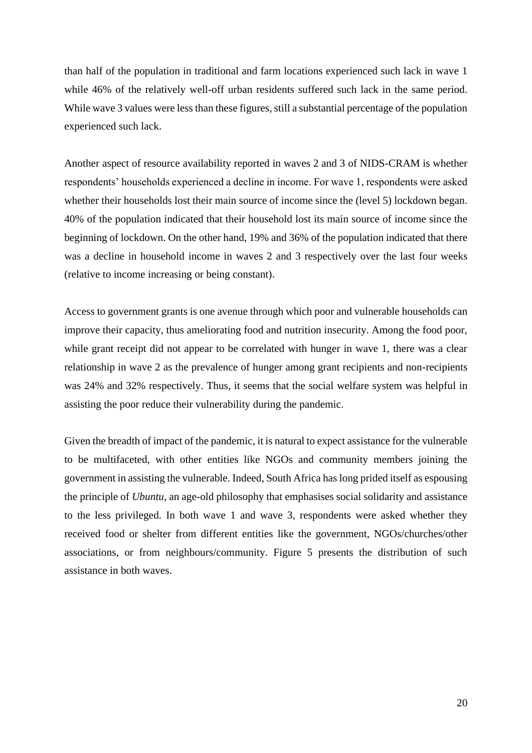than half of the population in traditional and farm locations experienced such lack in wave 1 while 46% of the relatively well-off urban residents suffered such lack in the same period. While wave 3 values were less than these figures, still a substantial percentage of the population experienced such lack.

Another aspect of resource availability reported in waves 2 and 3 of NIDS-CRAM is whether respondents' households experienced a decline in income. For wave 1, respondents were asked whether their households lost their main source of income since the (level 5) lockdown began. 40% of the population indicated that their household lost its main source of income since the beginning of lockdown. On the other hand, 19% and 36% of the population indicated that there was a decline in household income in waves 2 and 3 respectively over the last four weeks (relative to income increasing or being constant).

Access to government grants is one avenue through which poor and vulnerable households can improve their capacity, thus ameliorating food and nutrition insecurity. Among the food poor, while grant receipt did not appear to be correlated with hunger in wave 1, there was a clear relationship in wave 2 as the prevalence of hunger among grant recipients and non-recipients was 24% and 32% respectively. Thus, it seems that the social welfare system was helpful in assisting the poor reduce their vulnerability during the pandemic.

Given the breadth of impact of the pandemic, it is natural to expect assistance for the vulnerable to be multifaceted, with other entities like NGOs and community members joining the government in assisting the vulnerable. Indeed, South Africa has long prided itself as espousing the principle of *Ubuntu*, an age-old philosophy that emphasises social solidarity and assistance to the less privileged. In both wave 1 and wave 3, respondents were asked whether they received food or shelter from different entities like the government, NGOs/churches/other associations, or from neighbours/community. Figure 5 presents the distribution of such assistance in both waves.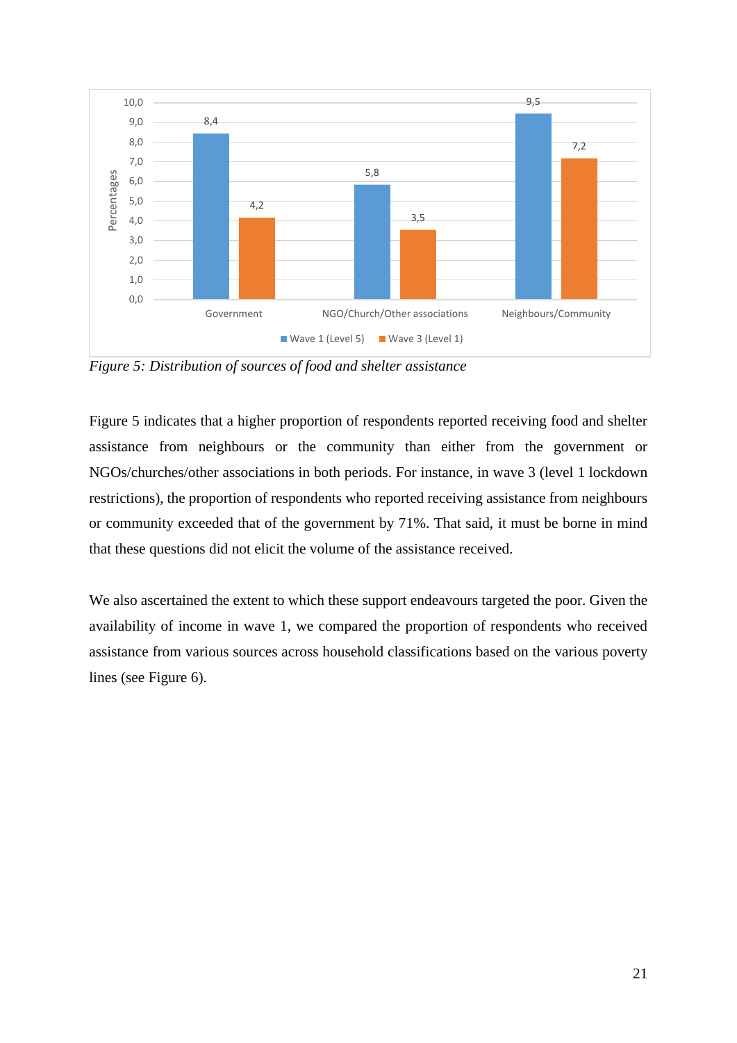| | Wave 1 (Level 5) | Wave 3 (Level 1) |
|---|---|---|
| Government | 8,4 | 4,2 |
| NGO/Church/Other associations | 5,8 | 3,5 |
| Neighbours/Community | 9,5 | 7,2 |

*Figure 5: Distribution of sources of food and shelter assistance*

Figure 5 indicates that a higher proportion of respondents reported receiving food and shelter assistance from neighbours or the community than either from the government or NGOs/churches/other associations in both periods. For instance, in wave 3 (level 1 lockdown restrictions), the proportion of respondents who reported receiving assistance from neighbours or community exceeded that of the government by 71%. That said, it must be borne in mind that these questions did not elicit the volume of the assistance received.

We also ascertained the extent to which these support endeavours targeted the poor. Given the availability of income in wave 1, we compared the proportion of respondents who received assistance from various sources across household classifications based on the various poverty lines (see Figure 6).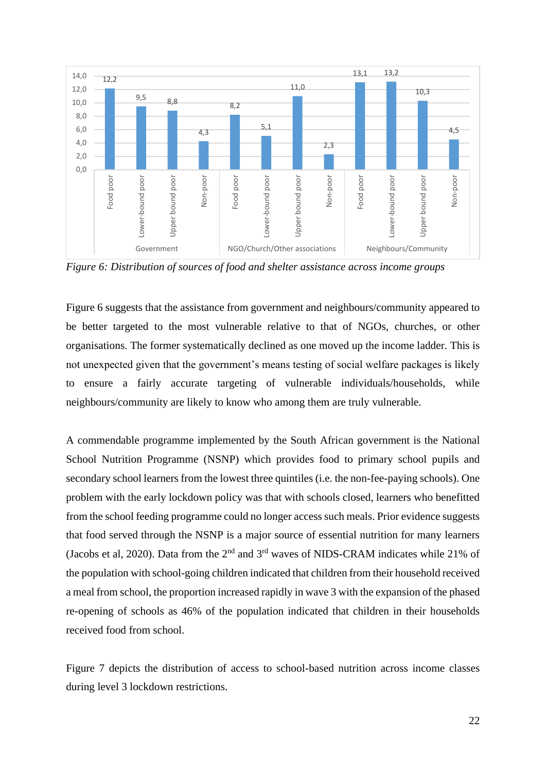| | Food poor | Lower-bound poor | Upper bound poor | Non-poor |
|---|---|---|---|---|
| Government | 12,2 | 9,5 | 8,8 | 4,3 |
| NGO/Church/Other associations | 8,2 | 5,1 | 11,0 | 2,3 |
| Neighbours/Community | 13,1 | 13,2 | 10,3 | 4,5 |

*Figure 6: Distribution of sources of food and shelter assistance across income groups*

Figure 6 suggests that the assistance from government and neighbours/community appeared to be better targeted to the most vulnerable relative to that of NGOs, churches, or other organisations. The former systematically declined as one moved up the income ladder. This is not unexpected given that the government's means testing of social welfare packages is likely to ensure a fairly accurate targeting of vulnerable individuals/households, while neighbours/community are likely to know who among them are truly vulnerable.

A commendable programme implemented by the South African government is the National School Nutrition Programme (NSNP) which provides food to primary school pupils and secondary school learners from the lowest three quintiles (i.e. the non-fee-paying schools). One problem with the early lockdown policy was that with schools closed, learners who benefitted from the school feeding programme could no longer access such meals. Prior evidence suggests that food served through the NSNP is a major source of essential nutrition for many learners (Jacobs et al, 2020). Data from the 2nd and 3rd waves of NIDS-CRAM indicates while 21% of the population with school-going children indicated that children from their household received a meal from school, the proportion increased rapidly in wave 3 with the expansion of the phased re-opening of schools as 46% of the population indicated that children in their households received food from school.

Figure 7 depicts the distribution of access to school-based nutrition across income classes during level 3 lockdown restrictions.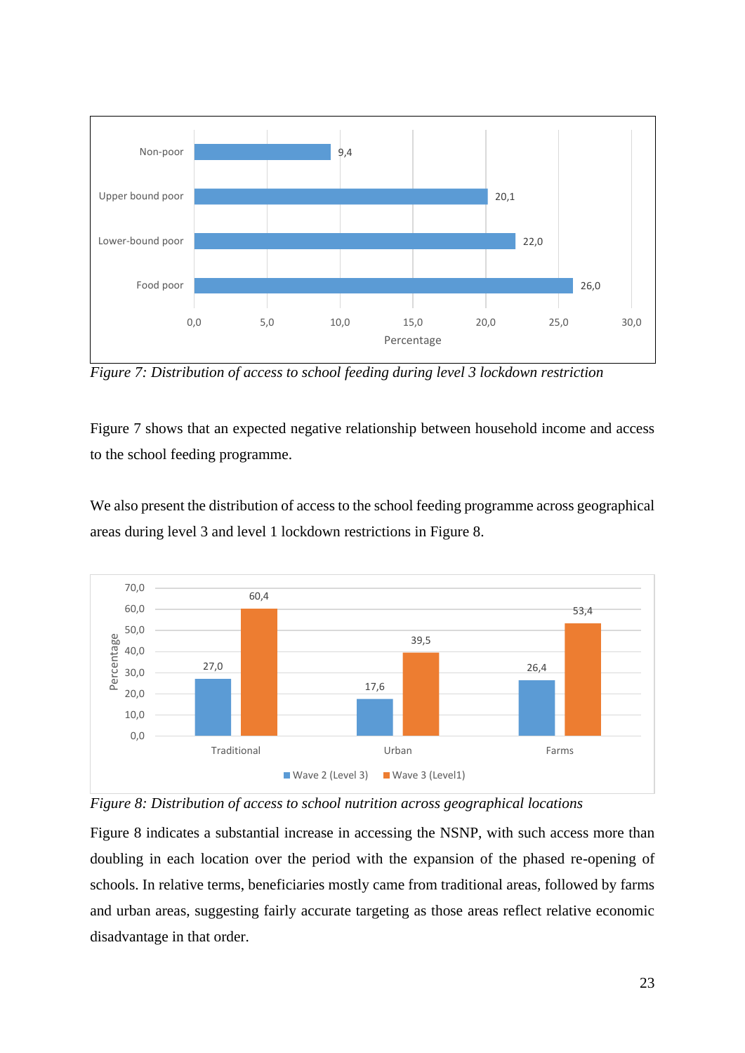*Figure 7: Distribution of access to school feeding during level 3 lockdown restriction*

Figure 7 shows that an expected negative relationship between household income and access to the school feeding programme.

We also present the distribution of access to the school feeding programme across geographical areas during level 3 and level 1 lockdown restrictions in Figure 8.

*Figure 8: Distribution of access to school nutrition across geographical locations*

Figure 8 indicates a substantial increase in accessing the NSNP, with such access more than doubling in each location over the period with the expansion of the phased re-opening of schools. In relative terms, beneficiaries mostly came from traditional areas, followed by farms and urban areas, suggesting fairly accurate targeting as those areas reflect relative economic disadvantage in that order.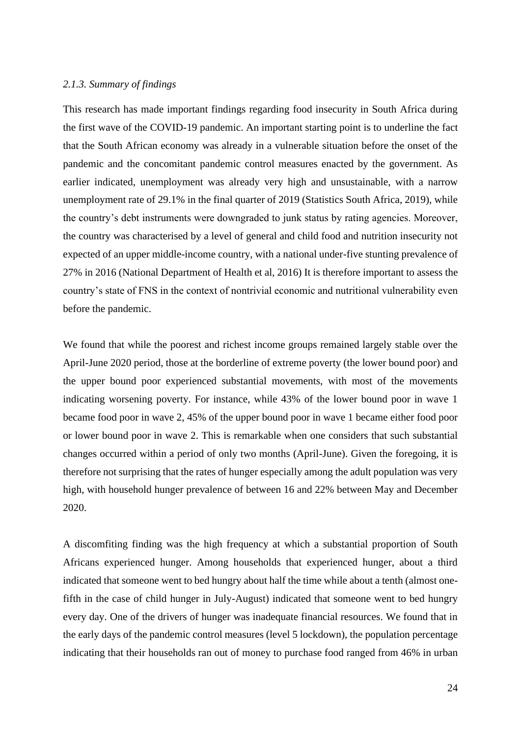### *2.1.3. Summary of findings*

This research has made important findings regarding food insecurity in South Africa during the first wave of the COVID-19 pandemic. An important starting point is to underline the fact that the South African economy was already in a vulnerable situation before the onset of the pandemic and the concomitant pandemic control measures enacted by the government. As earlier indicated, unemployment was already very high and unsustainable, with a narrow unemployment rate of 29.1% in the final quarter of 2019 (Statistics South Africa, 2019), while the country's debt instruments were downgraded to junk status by rating agencies. Moreover, the country was characterised by a level of general and child food and nutrition insecurity not expected of an upper middle-income country, with a national under-five stunting prevalence of 27% in 2016 (National Department of Health et al, 2016) It is therefore important to assess the country's state of FNS in the context of nontrivial economic and nutritional vulnerability even before the pandemic.

We found that while the poorest and richest income groups remained largely stable over the April-June 2020 period, those at the borderline of extreme poverty (the lower bound poor) and the upper bound poor experienced substantial movements, with most of the movements indicating worsening poverty. For instance, while 43% of the lower bound poor in wave 1 became food poor in wave 2, 45% of the upper bound poor in wave 1 became either food poor or lower bound poor in wave 2. This is remarkable when one considers that such substantial changes occurred within a period of only two months (April-June). Given the foregoing, it is therefore not surprising that the rates of hunger especially among the adult population was very high, with household hunger prevalence of between 16 and 22% between May and December 2020.

A discomfiting finding was the high frequency at which a substantial proportion of South Africans experienced hunger. Among households that experienced hunger, about a third indicated that someone went to bed hungry about half the time while about a tenth (almost one-fifth in the case of child hunger in July-August) indicated that someone went to bed hungry every day. One of the drivers of hunger was inadequate financial resources. We found that in the early days of the pandemic control measures (level 5 lockdown), the population percentage indicating that their households ran out of money to purchase food ranged from 46% in urban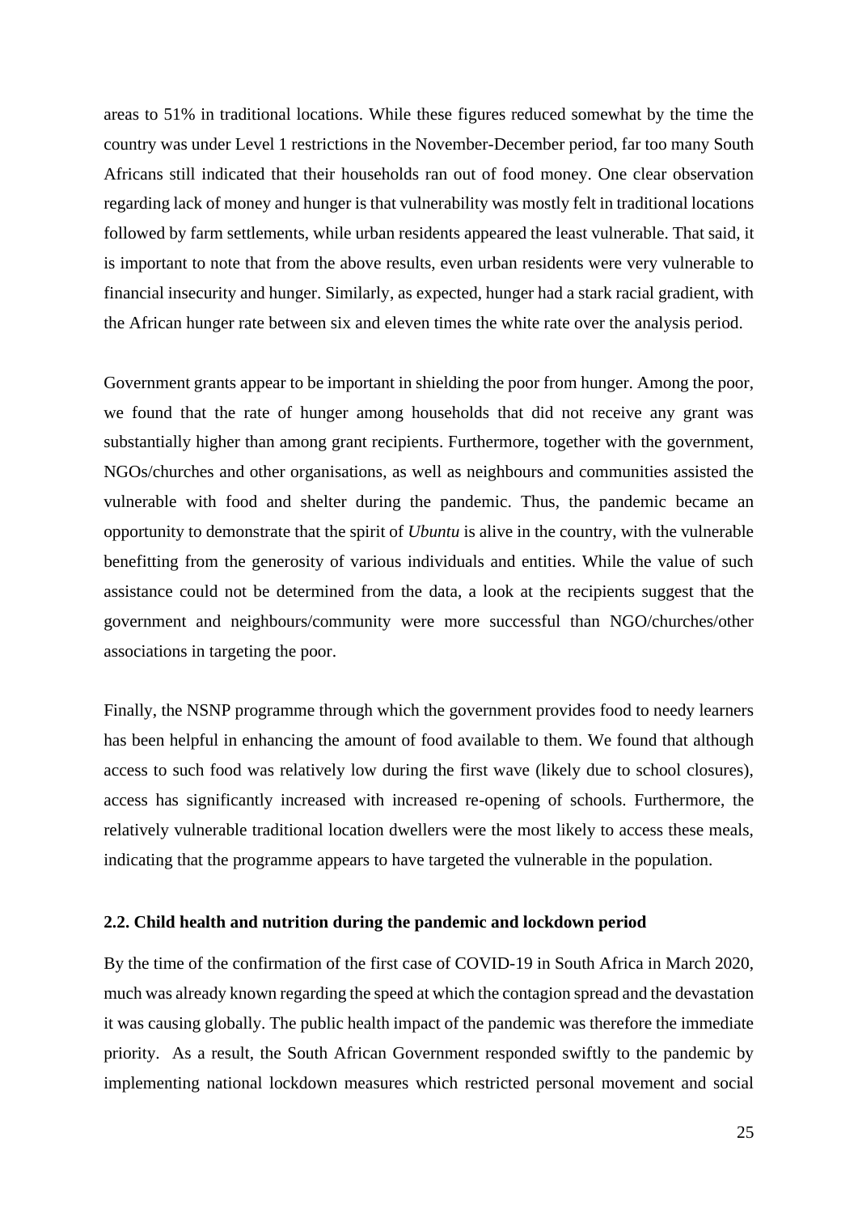areas to 51% in traditional locations. While these figures reduced somewhat by the time the country was under Level 1 restrictions in the November-December period, far too many South Africans still indicated that their households ran out of food money. One clear observation regarding lack of money and hunger is that vulnerability was mostly felt in traditional locations followed by farm settlements, while urban residents appeared the least vulnerable. That said, it is important to note that from the above results, even urban residents were very vulnerable to financial insecurity and hunger. Similarly, as expected, hunger had a stark racial gradient, with the African hunger rate between six and eleven times the white rate over the analysis period.

Government grants appear to be important in shielding the poor from hunger. Among the poor, we found that the rate of hunger among households that did not receive any grant was substantially higher than among grant recipients. Furthermore, together with the government, NGOs/churches and other organisations, as well as neighbours and communities assisted the vulnerable with food and shelter during the pandemic. Thus, the pandemic became an opportunity to demonstrate that the spirit of *Ubuntu* is alive in the country, with the vulnerable benefitting from the generosity of various individuals and entities. While the value of such assistance could not be determined from the data, a look at the recipients suggest that the government and neighbours/community were more successful than NGO/churches/other associations in targeting the poor.

Finally, the NSNP programme through which the government provides food to needy learners has been helpful in enhancing the amount of food available to them. We found that although access to such food was relatively low during the first wave (likely due to school closures), access has significantly increased with increased re-opening of schools. Furthermore, the relatively vulnerable traditional location dwellers were the most likely to access these meals, indicating that the programme appears to have targeted the vulnerable in the population.

### 2.2. Child health and nutrition during the pandemic and lockdown period

By the time of the confirmation of the first case of COVID-19 in South Africa in March 2020, much was already known regarding the speed at which the contagion spread and the devastation it was causing globally. The public health impact of the pandemic was therefore the immediate priority. As a result, the South African Government responded swiftly to the pandemic by implementing national lockdown measures which restricted personal movement and social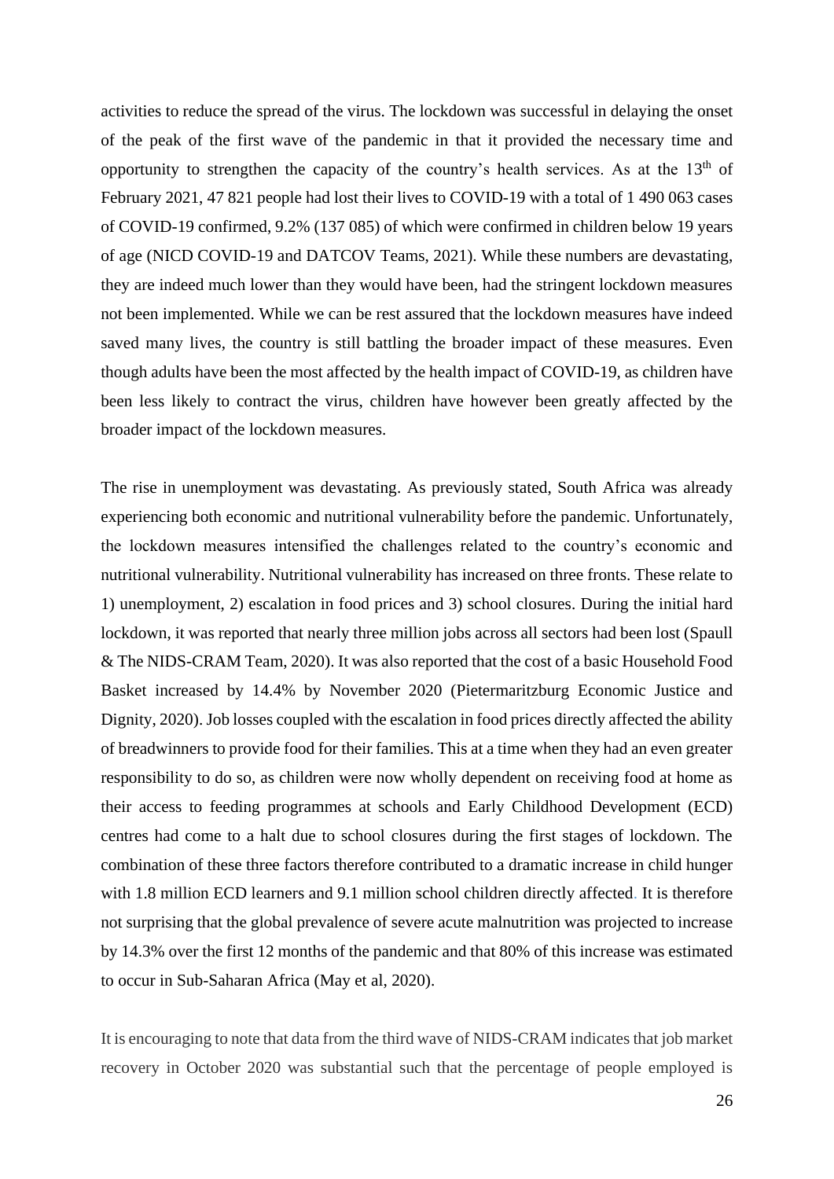activities to reduce the spread of the virus. The lockdown was successful in delaying the onset of the peak of the first wave of the pandemic in that it provided the necessary time and opportunity to strengthen the capacity of the country's health services. As at the 13th of February 2021, 47 821 people had lost their lives to COVID-19 with a total of 1 490 063 cases of COVID-19 confirmed, 9.2% (137 085) of which were confirmed in children below 19 years of age (NICD COVID-19 and DATCOV Teams, 2021). While these numbers are devastating, they are indeed much lower than they would have been, had the stringent lockdown measures not been implemented. While we can be rest assured that the lockdown measures have indeed saved many lives, the country is still battling the broader impact of these measures. Even though adults have been the most affected by the health impact of COVID-19, as children have been less likely to contract the virus, children have however been greatly affected by the broader impact of the lockdown measures.

The rise in unemployment was devastating. As previously stated, South Africa was already experiencing both economic and nutritional vulnerability before the pandemic. Unfortunately, the lockdown measures intensified the challenges related to the country's economic and nutritional vulnerability. Nutritional vulnerability has increased on three fronts. These relate to 1) unemployment, 2) escalation in food prices and 3) school closures. During the initial hard lockdown, it was reported that nearly three million jobs across all sectors had been lost (Spaull & The NIDS-CRAM Team, 2020). It was also reported that the cost of a basic Household Food Basket increased by 14.4% by November 2020 (Pietermaritzburg Economic Justice and Dignity, 2020). Job losses coupled with the escalation in food prices directly affected the ability of breadwinners to provide food for their families. This at a time when they had an even greater responsibility to do so, as children were now wholly dependent on receiving food at home as their access to feeding programmes at schools and Early Childhood Development (ECD) centres had come to a halt due to school closures during the first stages of lockdown. The combination of these three factors therefore contributed to a dramatic increase in child hunger with 1.8 million ECD learners and 9.1 million school children directly affected. It is therefore not surprising that the global prevalence of severe acute malnutrition was projected to increase by 14.3% over the first 12 months of the pandemic and that 80% of this increase was estimated to occur in Sub-Saharan Africa (May et al, 2020).

It is encouraging to note that data from the third wave of NIDS-CRAM indicates that job market recovery in October 2020 was substantial such that the percentage of people employed is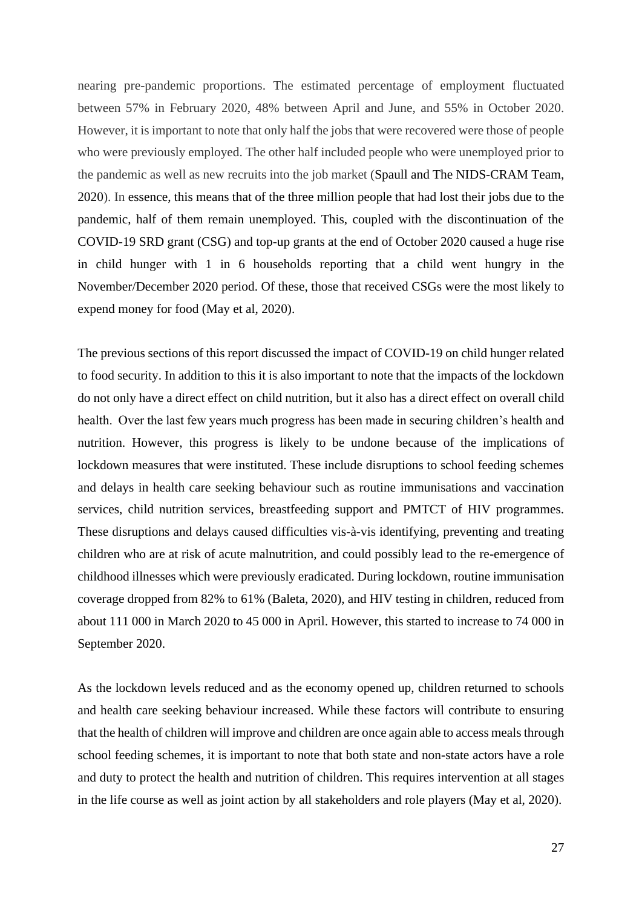nearing pre-pandemic proportions. The estimated percentage of employment fluctuated between 57% in February 2020, 48% between April and June, and 55% in October 2020. However, it is important to note that only half the jobs that were recovered were those of people who were previously employed. The other half included people who were unemployed prior to the pandemic as well as new recruits into the job market (Spaull and The NIDS-CRAM Team, 2020). In essence, this means that of the three million people that had lost their jobs due to the pandemic, half of them remain unemployed. This, coupled with the discontinuation of the COVID-19 SRD grant (CSG) and top-up grants at the end of October 2020 caused a huge rise in child hunger with 1 in 6 households reporting that a child went hungry in the November/December 2020 period. Of these, those that received CSGs were the most likely to expend money for food (May et al, 2020).

The previous sections of this report discussed the impact of COVID-19 on child hunger related to food security. In addition to this it is also important to note that the impacts of the lockdown do not only have a direct effect on child nutrition, but it also has a direct effect on overall child health. Over the last few years much progress has been made in securing children's health and nutrition. However, this progress is likely to be undone because of the implications of lockdown measures that were instituted. These include disruptions to school feeding schemes and delays in health care seeking behaviour such as routine immunisations and vaccination services, child nutrition services, breastfeeding support and PMTCT of HIV programmes. These disruptions and delays caused difficulties vis-à-vis identifying, preventing and treating children who are at risk of acute malnutrition, and could possibly lead to the re-emergence of childhood illnesses which were previously eradicated. During lockdown, routine immunisation coverage dropped from 82% to 61% (Baleta, 2020), and HIV testing in children, reduced from about 111 000 in March 2020 to 45 000 in April. However, this started to increase to 74 000 in September 2020.

As the lockdown levels reduced and as the economy opened up, children returned to schools and health care seeking behaviour increased. While these factors will contribute to ensuring that the health of children will improve and children are once again able to access meals through school feeding schemes, it is important to note that both state and non-state actors have a role and duty to protect the health and nutrition of children. This requires intervention at all stages in the life course as well as joint action by all stakeholders and role players (May et al, 2020).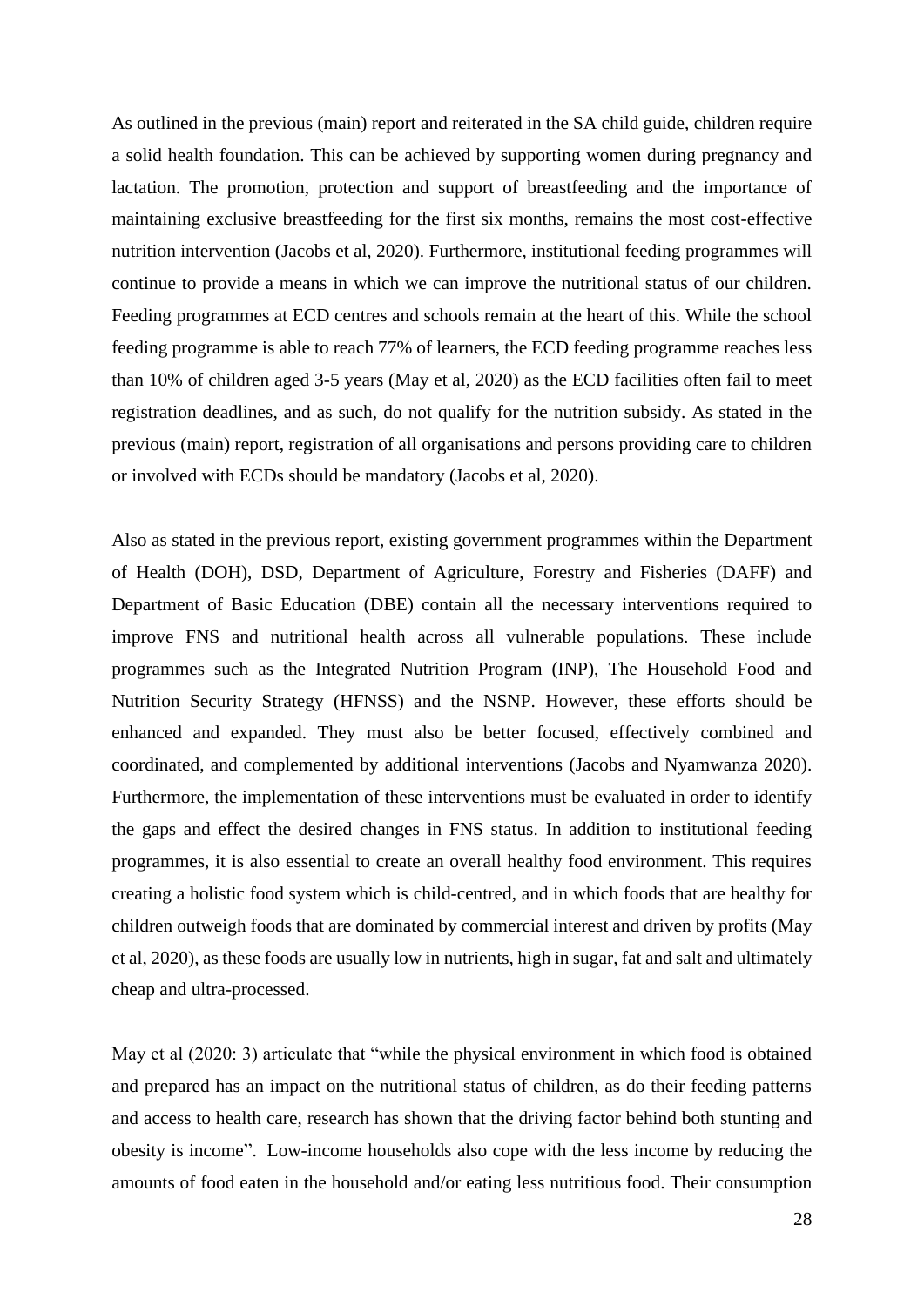As outlined in the previous (main) report and reiterated in the SA child guide, children require a solid health foundation. This can be achieved by supporting women during pregnancy and lactation. The promotion, protection and support of breastfeeding and the importance of maintaining exclusive breastfeeding for the first six months, remains the most cost-effective nutrition intervention (Jacobs et al, 2020). Furthermore, institutional feeding programmes will continue to provide a means in which we can improve the nutritional status of our children. Feeding programmes at ECD centres and schools remain at the heart of this. While the school feeding programme is able to reach 77% of learners, the ECD feeding programme reaches less than 10% of children aged 3-5 years (May et al, 2020) as the ECD facilities often fail to meet registration deadlines, and as such, do not qualify for the nutrition subsidy. As stated in the previous (main) report, registration of all organisations and persons providing care to children or involved with ECDs should be mandatory (Jacobs et al, 2020).

Also as stated in the previous report, existing government programmes within the Department of Health (DOH), DSD, Department of Agriculture, Forestry and Fisheries (DAFF) and Department of Basic Education (DBE) contain all the necessary interventions required to improve FNS and nutritional health across all vulnerable populations. These include programmes such as the Integrated Nutrition Program (INP), The Household Food and Nutrition Security Strategy (HFNSS) and the NSNP. However, these efforts should be enhanced and expanded. They must also be better focused, effectively combined and coordinated, and complemented by additional interventions (Jacobs and Nyamwanza 2020). Furthermore, the implementation of these interventions must be evaluated in order to identify the gaps and effect the desired changes in FNS status. In addition to institutional feeding programmes, it is also essential to create an overall healthy food environment. This requires creating a holistic food system which is child-centred, and in which foods that are healthy for children outweigh foods that are dominated by commercial interest and driven by profits (May et al, 2020), as these foods are usually low in nutrients, high in sugar, fat and salt and ultimately cheap and ultra-processed.

May et al (2020: 3) articulate that "while the physical environment in which food is obtained and prepared has an impact on the nutritional status of children, as do their feeding patterns and access to health care, research has shown that the driving factor behind both stunting and obesity is income". Low-income households also cope with the less income by reducing the amounts of food eaten in the household and/or eating less nutritious food. Their consumption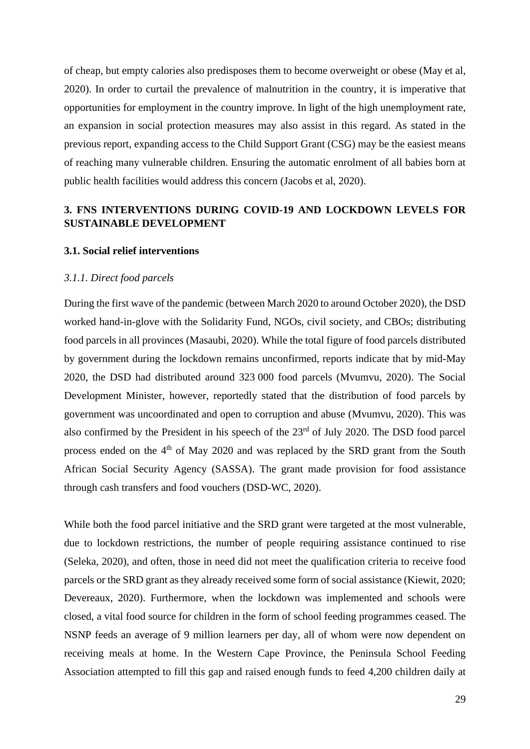of cheap, but empty calories also predisposes them to become overweight or obese (May et al, 2020). In order to curtail the prevalence of malnutrition in the country, it is imperative that opportunities for employment in the country improve. In light of the high unemployment rate, an expansion in social protection measures may also assist in this regard. As stated in the previous report, expanding access to the Child Support Grant (CSG) may be the easiest means of reaching many vulnerable children. Ensuring the automatic enrolment of all babies born at public health facilities would address this concern (Jacobs et al, 2020).

## 3. FNS INTERVENTIONS DURING COVID-19 AND LOCKDOWN LEVELS FOR SUSTAINABLE DEVELOPMENT

### 3.1. Social relief interventions

#### *3.1.1. Direct food parcels*

During the first wave of the pandemic (between March 2020 to around October 2020), the DSD worked hand-in-glove with the Solidarity Fund, NGOs, civil society, and CBOs; distributing food parcels in all provinces (Masaubi, 2020). While the total figure of food parcels distributed by government during the lockdown remains unconfirmed, reports indicate that by mid-May 2020, the DSD had distributed around 323 000 food parcels (Mvumvu, 2020). The Social Development Minister, however, reportedly stated that the distribution of food parcels by government was uncoordinated and open to corruption and abuse (Mvumvu, 2020). This was also confirmed by the President in his speech of the 23rd of July 2020. The DSD food parcel process ended on the 4th of May 2020 and was replaced by the SRD grant from the South African Social Security Agency (SASSA). The grant made provision for food assistance through cash transfers and food vouchers (DSD-WC, 2020).

While both the food parcel initiative and the SRD grant were targeted at the most vulnerable, due to lockdown restrictions, the number of people requiring assistance continued to rise (Seleka, 2020), and often, those in need did not meet the qualification criteria to receive food parcels or the SRD grant as they already received some form of social assistance (Kiewit, 2020; Devereaux, 2020). Furthermore, when the lockdown was implemented and schools were closed, a vital food source for children in the form of school feeding programmes ceased. The NSNP feeds an average of 9 million learners per day, all of whom were now dependent on receiving meals at home. In the Western Cape Province, the Peninsula School Feeding Association attempted to fill this gap and raised enough funds to feed 4,200 children daily at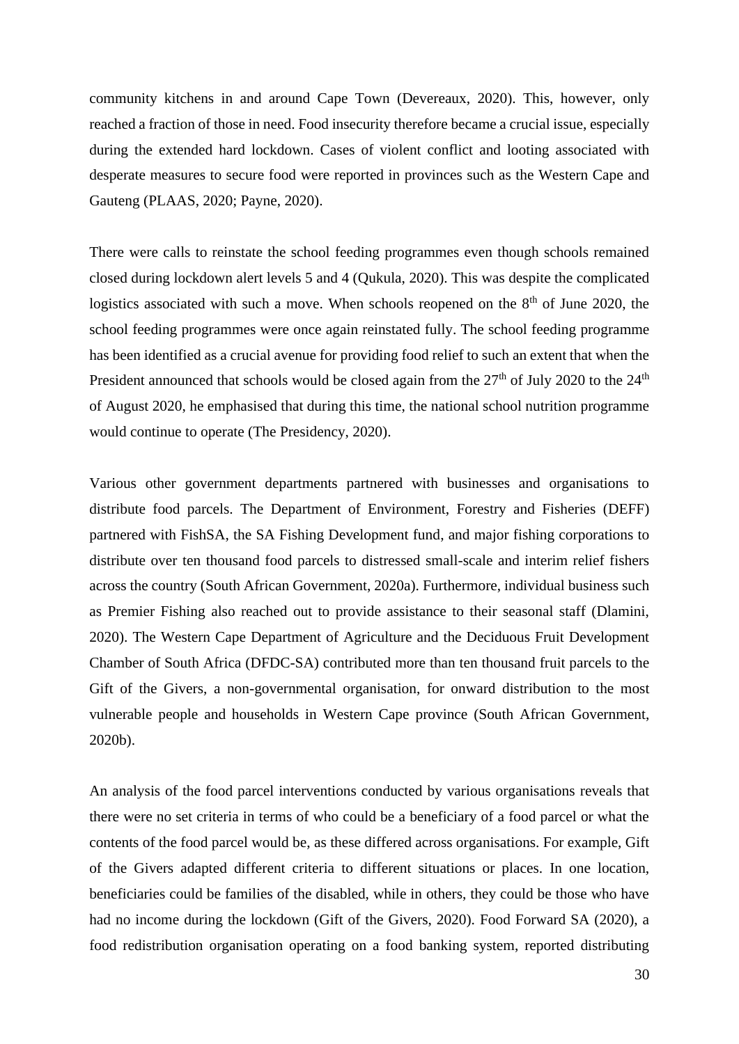community kitchens in and around Cape Town (Devereaux, 2020). This, however, only reached a fraction of those in need. Food insecurity therefore became a crucial issue, especially during the extended hard lockdown. Cases of violent conflict and looting associated with desperate measures to secure food were reported in provinces such as the Western Cape and Gauteng (PLAAS, 2020; Payne, 2020).

There were calls to reinstate the school feeding programmes even though schools remained closed during lockdown alert levels 5 and 4 (Qukula, 2020). This was despite the complicated logistics associated with such a move. When schools reopened on the 8th of June 2020, the school feeding programmes were once again reinstated fully. The school feeding programme has been identified as a crucial avenue for providing food relief to such an extent that when the President announced that schools would be closed again from the 27th of July 2020 to the 24th of August 2020, he emphasised that during this time, the national school nutrition programme would continue to operate (The Presidency, 2020).

Various other government departments partnered with businesses and organisations to distribute food parcels. The Department of Environment, Forestry and Fisheries (DEFF) partnered with FishSA, the SA Fishing Development fund, and major fishing corporations to distribute over ten thousand food parcels to distressed small-scale and interim relief fishers across the country (South African Government, 2020a). Furthermore, individual business such as Premier Fishing also reached out to provide assistance to their seasonal staff (Dlamini, 2020). The Western Cape Department of Agriculture and the Deciduous Fruit Development Chamber of South Africa (DFDC-SA) contributed more than ten thousand fruit parcels to the Gift of the Givers, a non-governmental organisation, for onward distribution to the most vulnerable people and households in Western Cape province (South African Government, 2020b).

An analysis of the food parcel interventions conducted by various organisations reveals that there were no set criteria in terms of who could be a beneficiary of a food parcel or what the contents of the food parcel would be, as these differed across organisations. For example, Gift of the Givers adapted different criteria to different situations or places. In one location, beneficiaries could be families of the disabled, while in others, they could be those who have had no income during the lockdown (Gift of the Givers, 2020). Food Forward SA (2020), a food redistribution organisation operating on a food banking system, reported distributing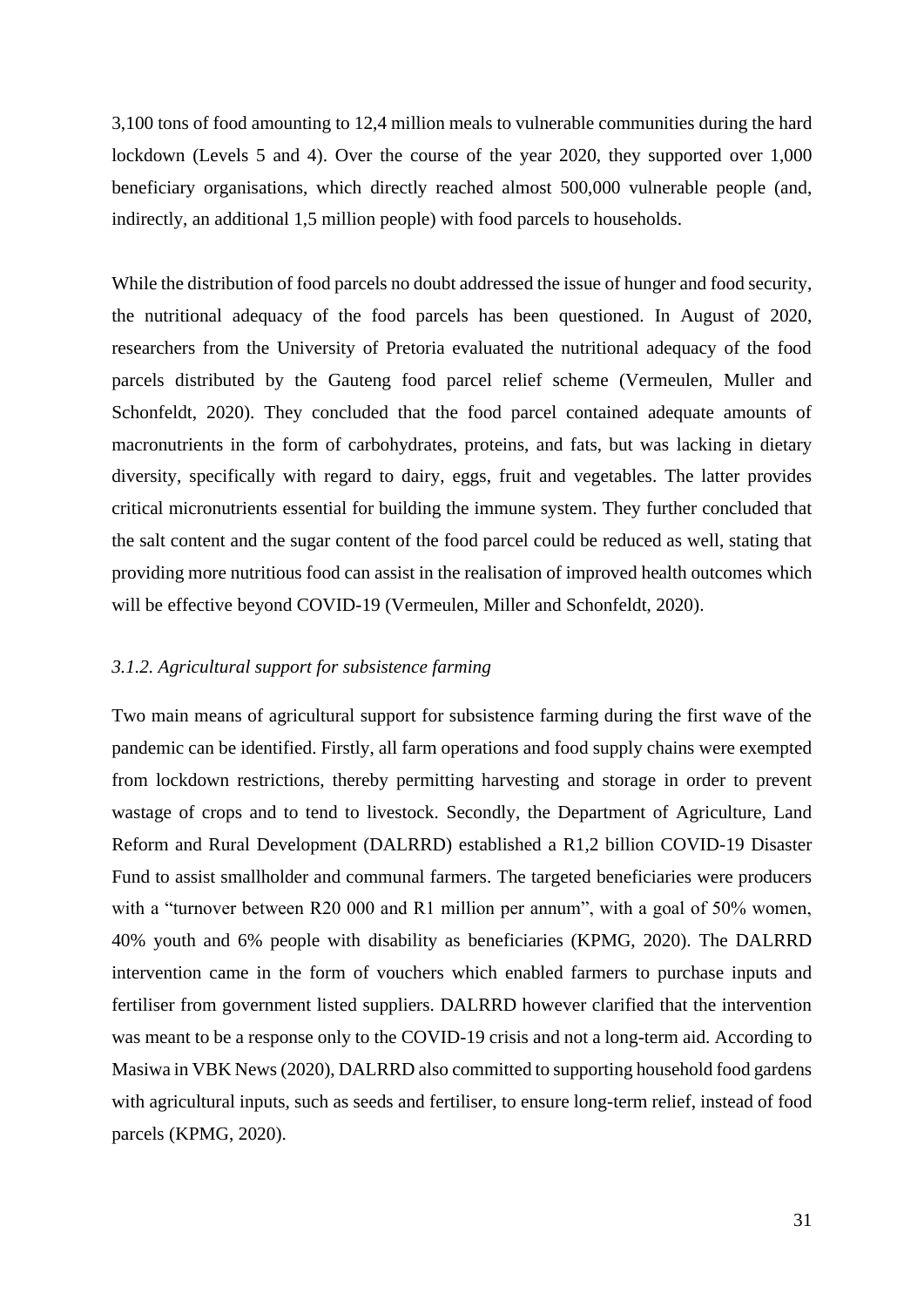3,100 tons of food amounting to 12,4 million meals to vulnerable communities during the hard lockdown (Levels 5 and 4). Over the course of the year 2020, they supported over 1,000 beneficiary organisations, which directly reached almost 500,000 vulnerable people (and, indirectly, an additional 1,5 million people) with food parcels to households.

While the distribution of food parcels no doubt addressed the issue of hunger and food security, the nutritional adequacy of the food parcels has been questioned. In August of 2020, researchers from the University of Pretoria evaluated the nutritional adequacy of the food parcels distributed by the Gauteng food parcel relief scheme (Vermeulen, Muller and Schonfeldt, 2020). They concluded that the food parcel contained adequate amounts of macronutrients in the form of carbohydrates, proteins, and fats, but was lacking in dietary diversity, specifically with regard to dairy, eggs, fruit and vegetables. The latter provides critical micronutrients essential for building the immune system. They further concluded that the salt content and the sugar content of the food parcel could be reduced as well, stating that providing more nutritious food can assist in the realisation of improved health outcomes which will be effective beyond COVID-19 (Vermeulen, Miller and Schonfeldt, 2020).

### *3.1.2. Agricultural support for subsistence farming*

Two main means of agricultural support for subsistence farming during the first wave of the pandemic can be identified. Firstly, all farm operations and food supply chains were exempted from lockdown restrictions, thereby permitting harvesting and storage in order to prevent wastage of crops and to tend to livestock. Secondly, the Department of Agriculture, Land Reform and Rural Development (DALRRD) established a R1,2 billion COVID-19 Disaster Fund to assist smallholder and communal farmers. The targeted beneficiaries were producers with a "turnover between R20 000 and R1 million per annum", with a goal of 50% women, 40% youth and 6% people with disability as beneficiaries (KPMG, 2020). The DALRRD intervention came in the form of vouchers which enabled farmers to purchase inputs and fertiliser from government listed suppliers. DALRRD however clarified that the intervention was meant to be a response only to the COVID-19 crisis and not a long-term aid. According to Masiwa in VBK News (2020), DALRRD also committed to supporting household food gardens with agricultural inputs, such as seeds and fertiliser, to ensure long-term relief, instead of food parcels (KPMG, 2020).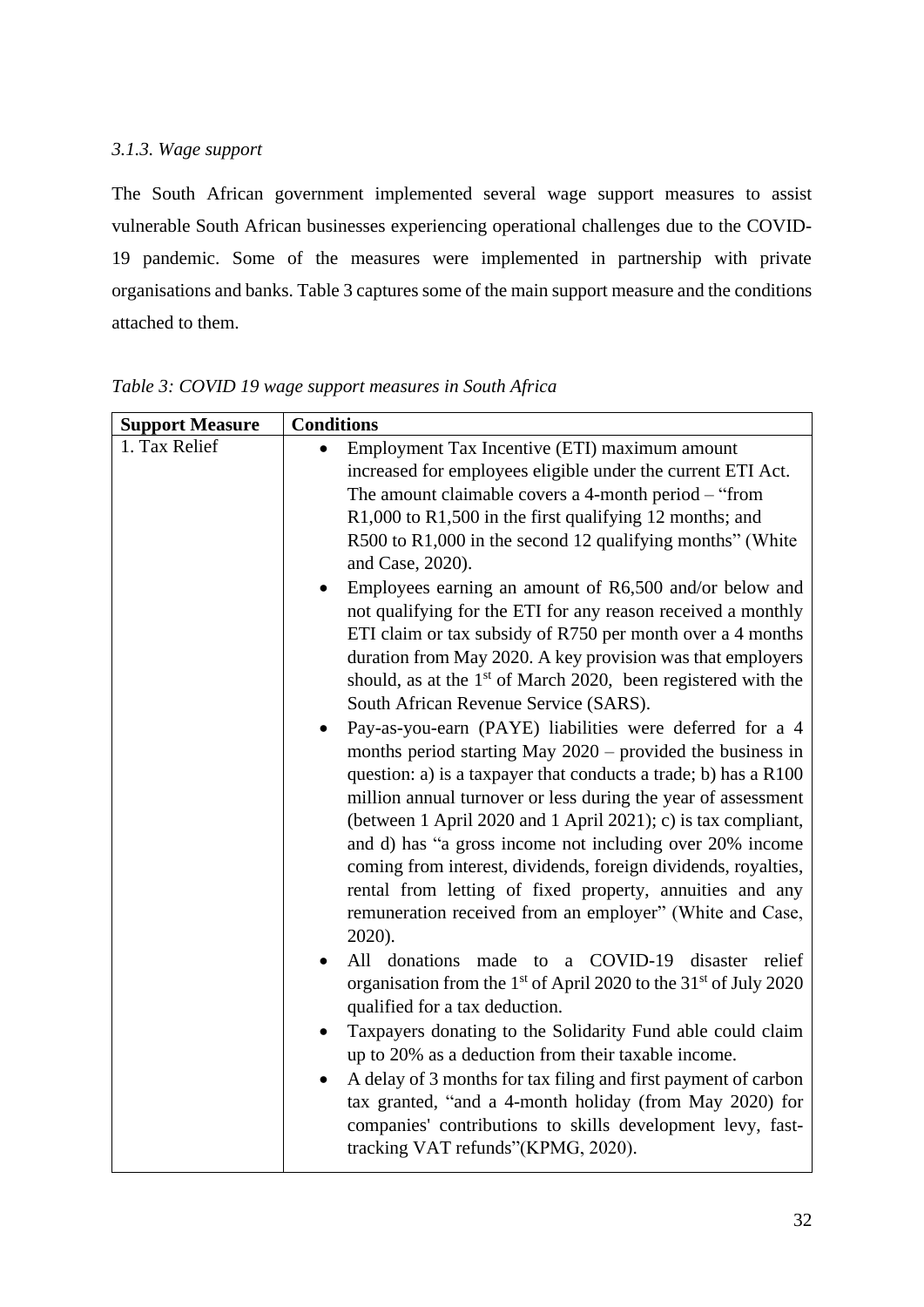### *3.1.3. Wage support*

The South African government implemented several wage support measures to assist vulnerable South African businesses experiencing operational challenges due to the COVID-19 pandemic. Some of the measures were implemented in partnership with private organisations and banks. Table 3 captures some of the main support measure and the conditions attached to them.

*Table 3: COVID 19 wage support measures in South Africa*

| **Support Measure** | **Conditions** |
|---|---|
| 1. Tax Relief | • Employment Tax Incentive (ETI) maximum amount increased for employees eligible under the current ETI Act. The amount claimable covers a 4-month period – "from R1,000 to R1,500 in the first qualifying 12 months; and R500 to R1,000 in the second 12 qualifying months" (White and Case, 2020).<br>• Employees earning an amount of R6,500 and/or below and not qualifying for the ETI for any reason received a monthly ETI claim or tax subsidy of R750 per month over a 4 months duration from May 2020. A key provision was that employers should, as at the 1st of March 2020, been registered with the South African Revenue Service (SARS).<br>• Pay-as-you-earn (PAYE) liabilities were deferred for a 4 months period starting May 2020 – provided the business in question: a) is a taxpayer that conducts a trade; b) has a R100 million annual turnover or less during the year of assessment (between 1 April 2020 and 1 April 2021); c) is tax compliant, and d) has "a gross income not including over 20% income coming from interest, dividends, foreign dividends, royalties, rental from letting of fixed property, annuities and any remuneration received from an employer" (White and Case, 2020).<br>• All donations made to a COVID-19 disaster relief organisation from the 1st of April 2020 to the 31st of July 2020 qualified for a tax deduction.<br>• Taxpayers donating to the Solidarity Fund able could claim up to 20% as a deduction from their taxable income.<br>• A delay of 3 months for tax filing and first payment of carbon tax granted, "and a 4-month holiday (from May 2020) for companies' contributions to skills development levy, fast-tracking VAT refunds"(KPMG, 2020). |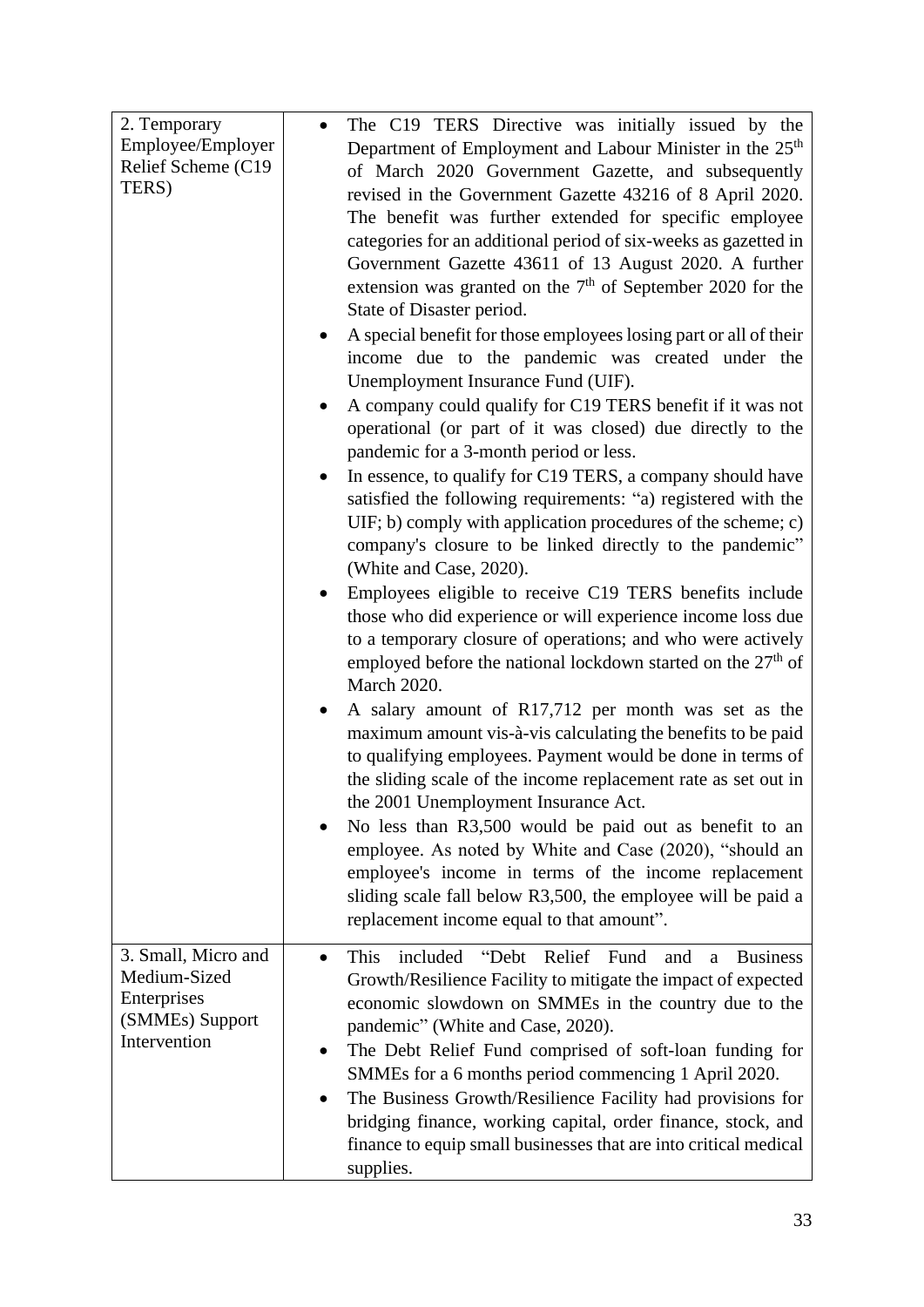| | |
|---|---|
| 2. Temporary Employee/Employer Relief Scheme (C19 TERS) | • The C19 TERS Directive was initially issued by the Department of Employment and Labour Minister in the 25th of March 2020 Government Gazette, and subsequently revised in the Government Gazette 43216 of 8 April 2020. The benefit was further extended for specific employee categories for an additional period of six-weeks as gazetted in Government Gazette 43611 of 13 August 2020. A further extension was granted on the 7th of September 2020 for the State of Disaster period.<br>• A special benefit for those employees losing part or all of their income due to the pandemic was created under the Unemployment Insurance Fund (UIF).<br>• A company could qualify for C19 TERS benefit if it was not operational (or part of it was closed) due directly to the pandemic for a 3-month period or less.<br>• In essence, to qualify for C19 TERS, a company should have satisfied the following requirements: "a) registered with the UIF; b) comply with application procedures of the scheme; c) company's closure to be linked directly to the pandemic" (White and Case, 2020).<br>• Employees eligible to receive C19 TERS benefits include those who did experience or will experience income loss due to a temporary closure of operations; and who were actively employed before the national lockdown started on the 27th of March 2020.<br>• A salary amount of R17,712 per month was set as the maximum amount vis-à-vis calculating the benefits to be paid to qualifying employees. Payment would be done in terms of the sliding scale of the income replacement rate as set out in the 2001 Unemployment Insurance Act.<br>• No less than R3,500 would be paid out as benefit to an employee. As noted by White and Case (2020), "should an employee's income in terms of the income replacement sliding scale fall below R3,500, the employee will be paid a replacement income equal to that amount". |
| 3. Small, Micro and Medium-Sized Enterprises (SMMEs) Support Intervention | • This included "Debt Relief Fund and a Business Growth/Resilience Facility to mitigate the impact of expected economic slowdown on SMMEs in the country due to the pandemic" (White and Case, 2020).<br>• The Debt Relief Fund comprised of soft-loan funding for SMMEs for a 6 months period commencing 1 April 2020.<br>• The Business Growth/Resilience Facility had provisions for bridging finance, working capital, order finance, stock, and finance to equip small businesses that are into critical medical supplies. |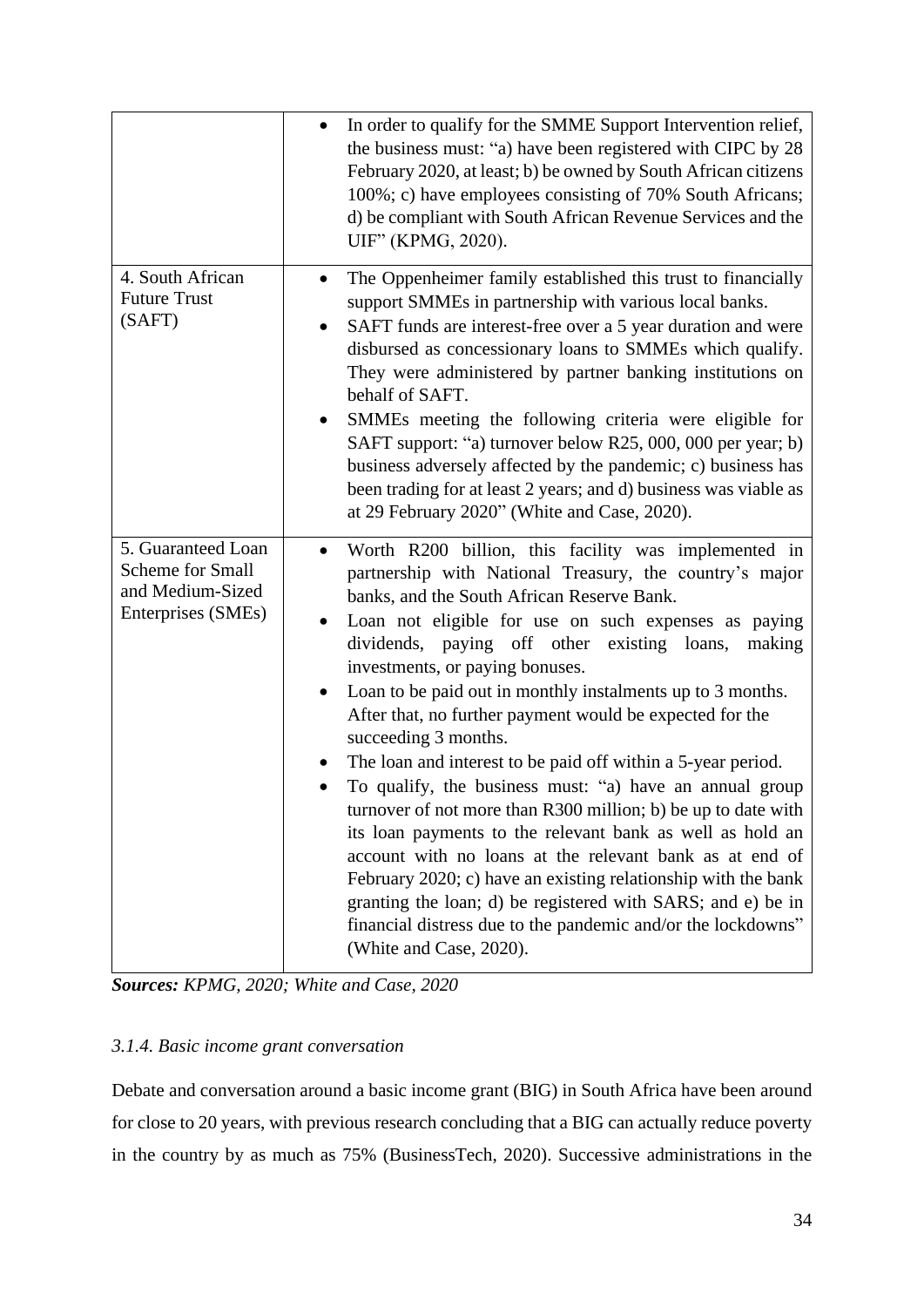| | |
|---|---|
| | • In order to qualify for the SMME Support Intervention relief, the business must: "a) have been registered with CIPC by 28 February 2020, at least; b) be owned by South African citizens 100%; c) have employees consisting of 70% South Africans; d) be compliant with South African Revenue Services and the UIF" (KPMG, 2020). |
| 4. South African Future Trust (SAFT) | • The Oppenheimer family established this trust to financially support SMMEs in partnership with various local banks.<br>• SAFT funds are interest-free over a 5 year duration and were disbursed as concessionary loans to SMMEs which qualify. They were administered by partner banking institutions on behalf of SAFT.<br>• SMMEs meeting the following criteria were eligible for SAFT support: "a) turnover below R25, 000, 000 per year; b) business adversely affected by the pandemic; c) business has been trading for at least 2 years; and d) business was viable as at 29 February 2020" (White and Case, 2020). |
| 5. Guaranteed Loan Scheme for Small and Medium-Sized Enterprises (SMEs) | • Worth R200 billion, this facility was implemented in partnership with National Treasury, the country's major banks, and the South African Reserve Bank.<br>• Loan not eligible for use on such expenses as paying dividends, paying off other existing loans, making investments, or paying bonuses.<br>• Loan to be paid out in monthly instalments up to 3 months. After that, no further payment would be expected for the succeeding 3 months.<br>• The loan and interest to be paid off within a 5-year period.<br>• To qualify, the business must: "a) have an annual group turnover of not more than R300 million; b) be up to date with its loan payments to the relevant bank as well as hold an account with no loans at the relevant bank as at end of February 2020; c) have an existing relationship with the bank granting the loan; d) be registered with SARS; and e) be in financial distress due to the pandemic and/or the lockdowns" (White and Case, 2020). |

***Sources:*** *KPMG, 2020; White and Case, 2020*

### *3.1.4. Basic income grant conversation*

Debate and conversation around a basic income grant (BIG) in South Africa have been around for close to 20 years, with previous research concluding that a BIG can actually reduce poverty in the country by as much as 75% (BusinessTech, 2020). Successive administrations in the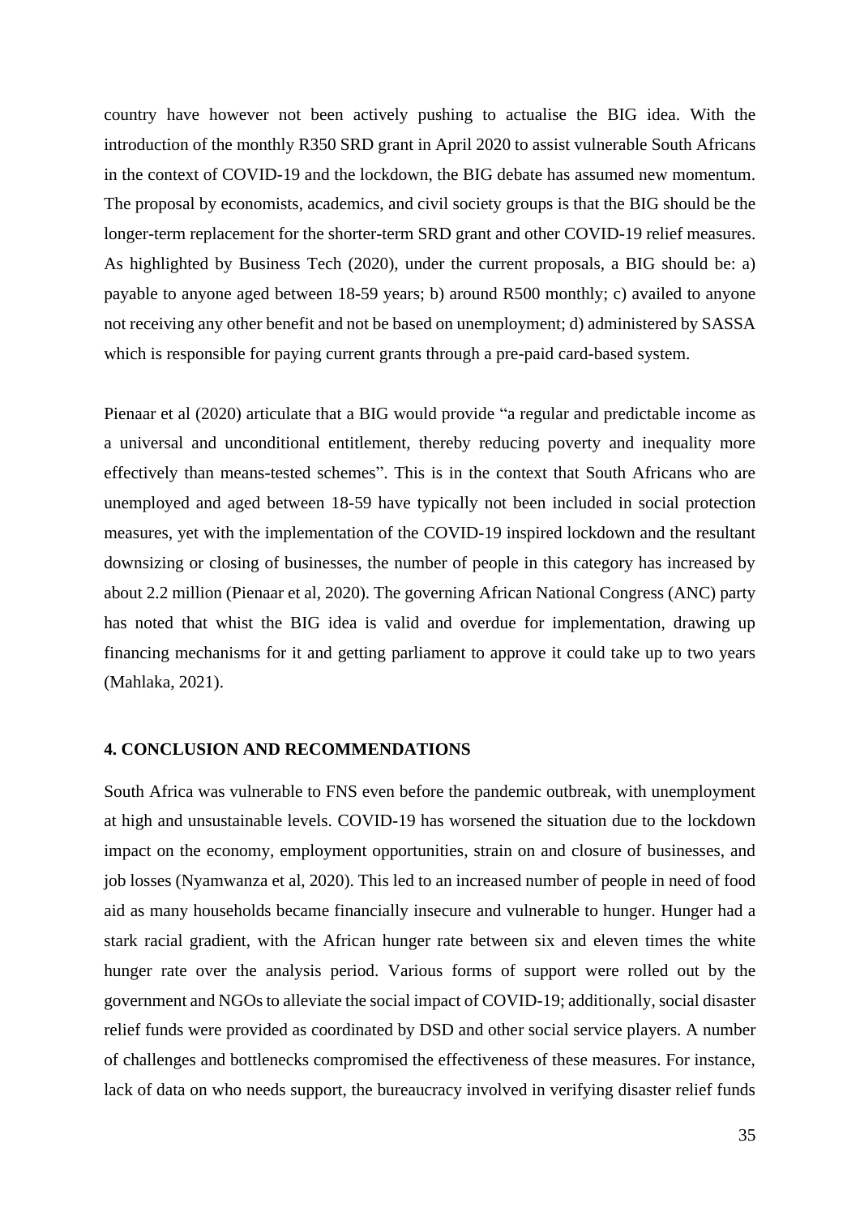country have however not been actively pushing to actualise the BIG idea. With the introduction of the monthly R350 SRD grant in April 2020 to assist vulnerable South Africans in the context of COVID-19 and the lockdown, the BIG debate has assumed new momentum. The proposal by economists, academics, and civil society groups is that the BIG should be the longer-term replacement for the shorter-term SRD grant and other COVID-19 relief measures. As highlighted by Business Tech (2020), under the current proposals, a BIG should be: a) payable to anyone aged between 18-59 years; b) around R500 monthly; c) availed to anyone not receiving any other benefit and not be based on unemployment; d) administered by SASSA which is responsible for paying current grants through a pre-paid card-based system.

Pienaar et al (2020) articulate that a BIG would provide "a regular and predictable income as a universal and unconditional entitlement, thereby reducing poverty and inequality more effectively than means-tested schemes". This is in the context that South Africans who are unemployed and aged between 18-59 have typically not been included in social protection measures, yet with the implementation of the COVID-19 inspired lockdown and the resultant downsizing or closing of businesses, the number of people in this category has increased by about 2.2 million (Pienaar et al, 2020). The governing African National Congress (ANC) party has noted that whist the BIG idea is valid and overdue for implementation, drawing up financing mechanisms for it and getting parliament to approve it could take up to two years (Mahlaka, 2021).

## 4. CONCLUSION AND RECOMMENDATIONS

South Africa was vulnerable to FNS even before the pandemic outbreak, with unemployment at high and unsustainable levels. COVID-19 has worsened the situation due to the lockdown impact on the economy, employment opportunities, strain on and closure of businesses, and job losses (Nyamwanza et al, 2020). This led to an increased number of people in need of food aid as many households became financially insecure and vulnerable to hunger. Hunger had a stark racial gradient, with the African hunger rate between six and eleven times the white hunger rate over the analysis period. Various forms of support were rolled out by the government and NGOs to alleviate the social impact of COVID-19; additionally, social disaster relief funds were provided as coordinated by DSD and other social service players. A number of challenges and bottlenecks compromised the effectiveness of these measures. For instance, lack of data on who needs support, the bureaucracy involved in verifying disaster relief funds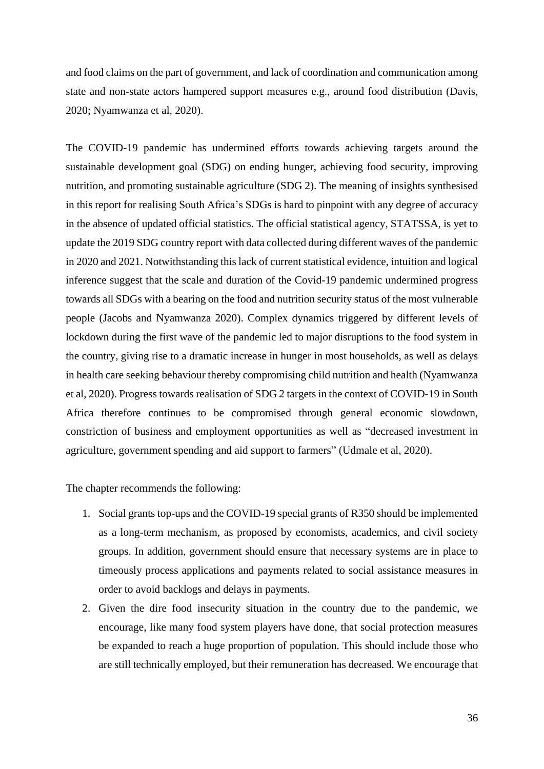and food claims on the part of government, and lack of coordination and communication among state and non-state actors hampered support measures e.g., around food distribution (Davis, 2020; Nyamwanza et al, 2020).

The COVID-19 pandemic has undermined efforts towards achieving targets around the sustainable development goal (SDG) on ending hunger, achieving food security, improving nutrition, and promoting sustainable agriculture (SDG 2). The meaning of insights synthesised in this report for realising South Africa's SDGs is hard to pinpoint with any degree of accuracy in the absence of updated official statistics. The official statistical agency, STATSSA, is yet to update the 2019 SDG country report with data collected during different waves of the pandemic in 2020 and 2021. Notwithstanding this lack of current statistical evidence, intuition and logical inference suggest that the scale and duration of the Covid-19 pandemic undermined progress towards all SDGs with a bearing on the food and nutrition security status of the most vulnerable people (Jacobs and Nyamwanza 2020). Complex dynamics triggered by different levels of lockdown during the first wave of the pandemic led to major disruptions to the food system in the country, giving rise to a dramatic increase in hunger in most households, as well as delays in health care seeking behaviour thereby compromising child nutrition and health (Nyamwanza et al, 2020). Progress towards realisation of SDG 2 targets in the context of COVID-19 in South Africa therefore continues to be compromised through general economic slowdown, constriction of business and employment opportunities as well as "decreased investment in agriculture, government spending and aid support to farmers" (Udmale et al, 2020).

The chapter recommends the following:

1. Social grants top-ups and the COVID-19 special grants of R350 should be implemented as a long-term mechanism, as proposed by economists, academics, and civil society groups. In addition, government should ensure that necessary systems are in place to timeously process applications and payments related to social assistance measures in order to avoid backlogs and delays in payments.
2. Given the dire food insecurity situation in the country due to the pandemic, we encourage, like many food system players have done, that social protection measures be expanded to reach a huge proportion of population. This should include those who are still technically employed, but their remuneration has decreased. We encourage that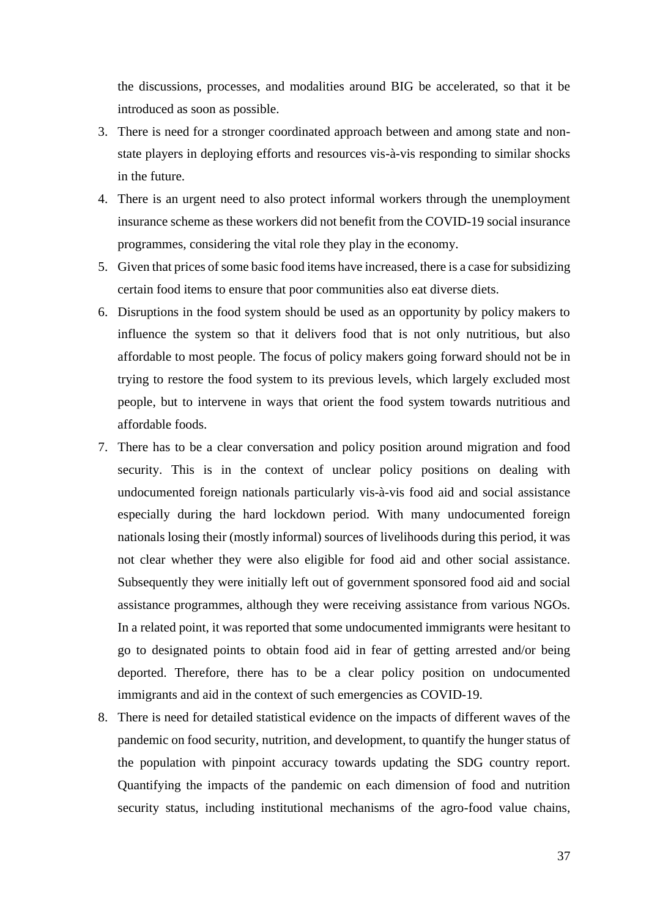the discussions, processes, and modalities around BIG be accelerated, so that it be introduced as soon as possible.

3. There is need for a stronger coordinated approach between and among state and non-state players in deploying efforts and resources vis-à-vis responding to similar shocks in the future.
4. There is an urgent need to also protect informal workers through the unemployment insurance scheme as these workers did not benefit from the COVID-19 social insurance programmes, considering the vital role they play in the economy.
5. Given that prices of some basic food items have increased, there is a case for subsidizing certain food items to ensure that poor communities also eat diverse diets.
6. Disruptions in the food system should be used as an opportunity by policy makers to influence the system so that it delivers food that is not only nutritious, but also affordable to most people. The focus of policy makers going forward should not be in trying to restore the food system to its previous levels, which largely excluded most people, but to intervene in ways that orient the food system towards nutritious and affordable foods.
7. There has to be a clear conversation and policy position around migration and food security. This is in the context of unclear policy positions on dealing with undocumented foreign nationals particularly vis-à-vis food aid and social assistance especially during the hard lockdown period. With many undocumented foreign nationals losing their (mostly informal) sources of livelihoods during this period, it was not clear whether they were also eligible for food aid and other social assistance. Subsequently they were initially left out of government sponsored food aid and social assistance programmes, although they were receiving assistance from various NGOs. In a related point, it was reported that some undocumented immigrants were hesitant to go to designated points to obtain food aid in fear of getting arrested and/or being deported. Therefore, there has to be a clear policy position on undocumented immigrants and aid in the context of such emergencies as COVID-19.
8. There is need for detailed statistical evidence on the impacts of different waves of the pandemic on food security, nutrition, and development, to quantify the hunger status of the population with pinpoint accuracy towards updating the SDG country report. Quantifying the impacts of the pandemic on each dimension of food and nutrition security status, including institutional mechanisms of the agro-food value chains,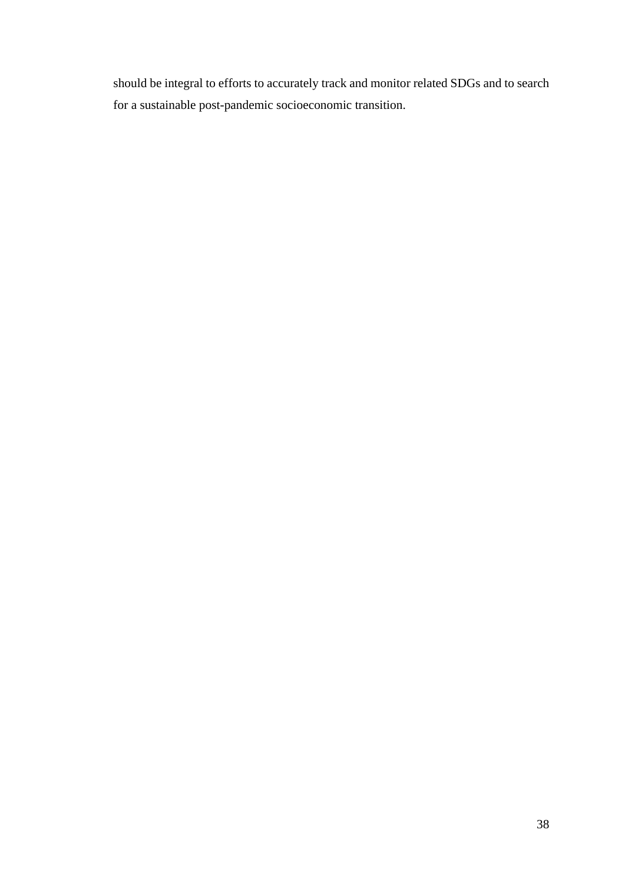should be integral to efforts to accurately track and monitor related SDGs and to search for a sustainable post-pandemic socioeconomic transition.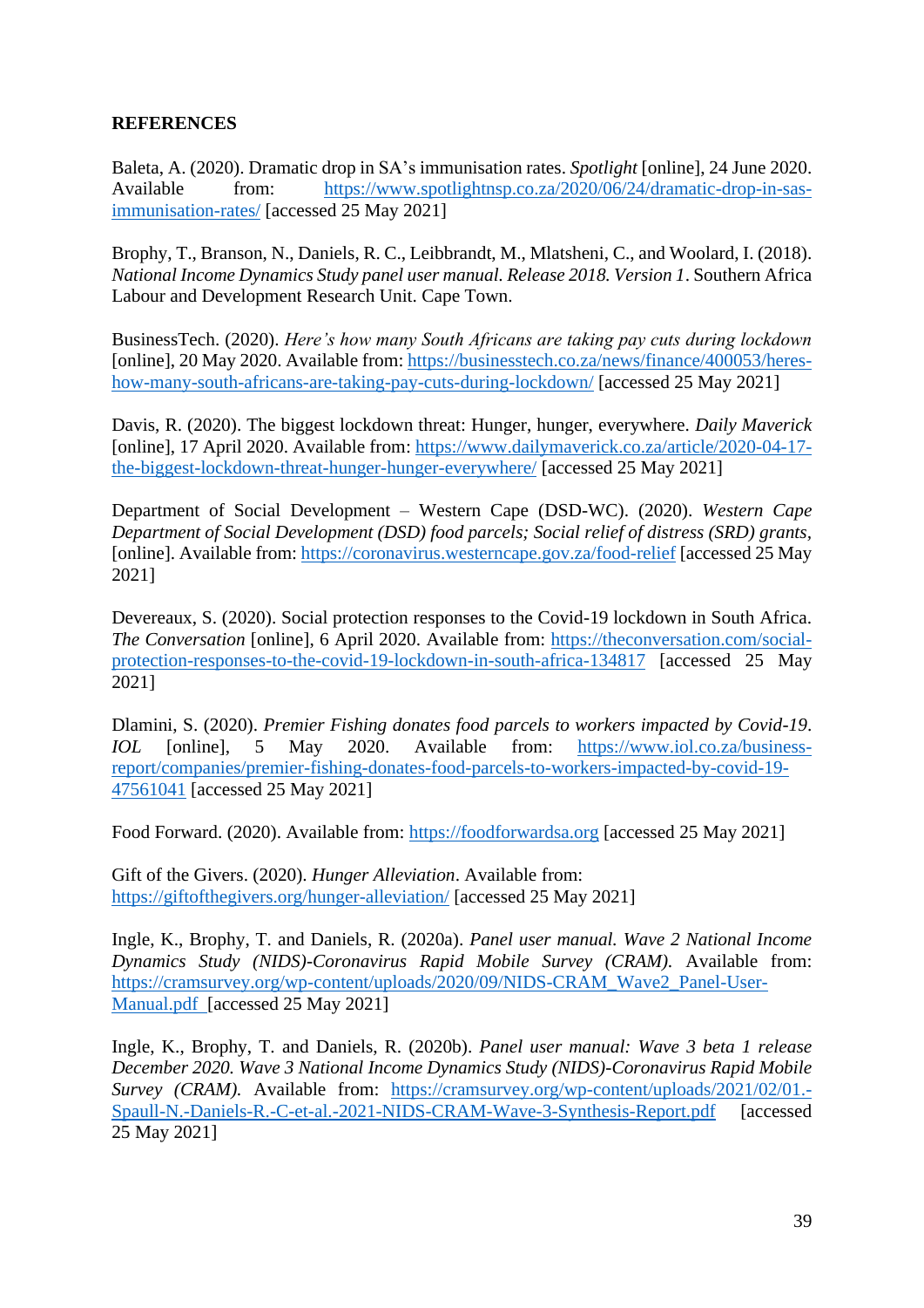**REFERENCES**

Baleta, A. (2020). Dramatic drop in SA's immunisation rates. *Spotlight* [online], 24 June 2020. Available from: https://www.spotlightnsp.co.za/2020/06/24/dramatic-drop-in-sas-immunisation-rates/ [accessed 25 May 2021]

Brophy, T., Branson, N., Daniels, R. C., Leibbrandt, M., Mlatsheni, C., and Woolard, I. (2018). *National Income Dynamics Study panel user manual. Release 2018. Version 1*. Southern Africa Labour and Development Research Unit. Cape Town.

BusinessTech. (2020). *Here's how many South Africans are taking pay cuts during lockdown* [online], 20 May 2020. Available from: https://businesstech.co.za/news/finance/400053/heres-how-many-south-africans-are-taking-pay-cuts-during-lockdown/ [accessed 25 May 2021]

Davis, R. (2020). The biggest lockdown threat: Hunger, hunger, everywhere. *Daily Maverick* [online], 17 April 2020. Available from: https://www.dailymaverick.co.za/article/2020-04-17-the-biggest-lockdown-threat-hunger-hunger-everywhere/ [accessed 25 May 2021]

Department of Social Development – Western Cape (DSD-WC). (2020). *Western Cape Department of Social Development (DSD) food parcels; Social relief of distress (SRD) grants*, [online]. Available from: https://coronavirus.westerncape.gov.za/food-relief [accessed 25 May 2021]

Devereaux, S. (2020). Social protection responses to the Covid-19 lockdown in South Africa. *The Conversation* [online], 6 April 2020. Available from: https://theconversation.com/social-protection-responses-to-the-covid-19-lockdown-in-south-africa-134817 [accessed 25 May 2021]

Dlamini, S. (2020). *Premier Fishing donates food parcels to workers impacted by Covid-19*. *IOL* [online], 5 May 2020. Available from: https://www.iol.co.za/business-report/companies/premier-fishing-donates-food-parcels-to-workers-impacted-by-covid-19-47561041 [accessed 25 May 2021]

Food Forward. (2020). Available from: https://foodforwardsa.org [accessed 25 May 2021]

Gift of the Givers. (2020). *Hunger Alleviation*. Available from: https://giftofthegivers.org/hunger-alleviation/ [accessed 25 May 2021]

Ingle, K., Brophy, T. and Daniels, R. (2020a). *Panel user manual. Wave 2 National Income Dynamics Study (NIDS)-Coronavirus Rapid Mobile Survey (CRAM).* Available from: https://cramsurvey.org/wp-content/uploads/2020/09/NIDS-CRAM_Wave2_Panel-User-Manual.pdf [accessed 25 May 2021]

Ingle, K., Brophy, T. and Daniels, R. (2020b). *Panel user manual: Wave 3 beta 1 release December 2020. Wave 3 National Income Dynamics Study (NIDS)-Coronavirus Rapid Mobile Survey (CRAM).* Available from: https://cramsurvey.org/wp-content/uploads/2021/02/01.-Spaull-N.-Daniels-R.-C-et-al.-2021-NIDS-CRAM-Wave-3-Synthesis-Report.pdf [accessed 25 May 2021]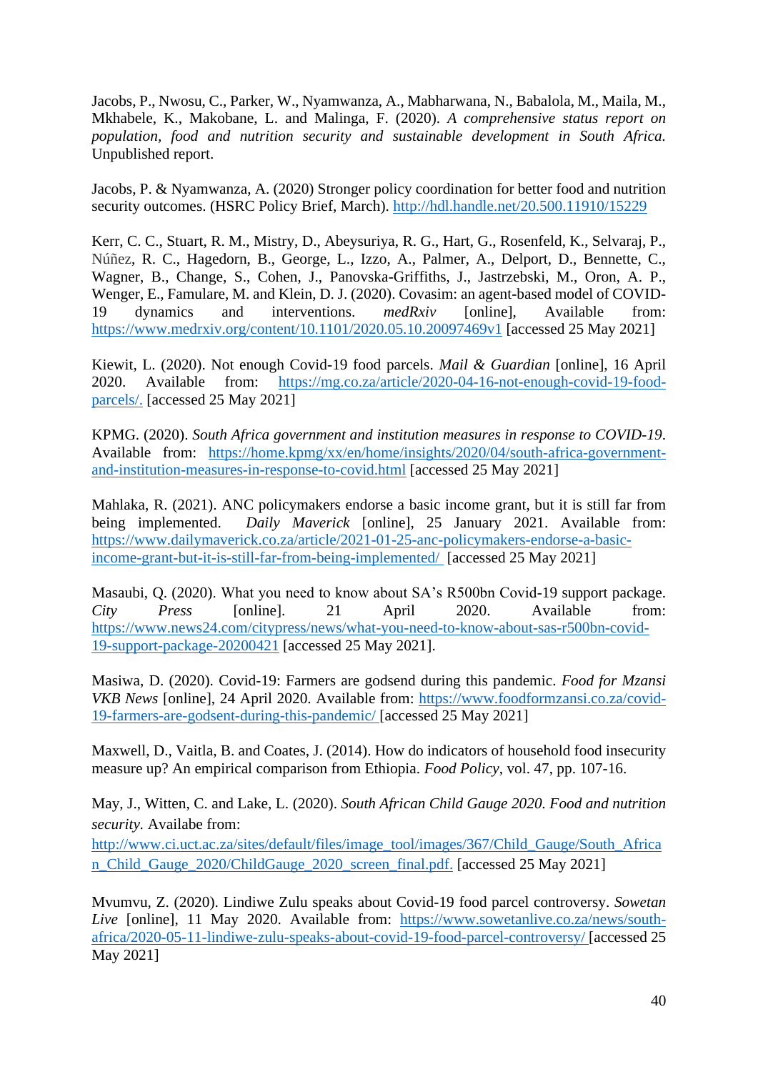Jacobs, P., Nwosu, C., Parker, W., Nyamwanza, A., Mabharwana, N., Babalola, M., Maila, M., Mkhabele, K., Makobane, L. and Malinga, F. (2020). *A comprehensive status report on population, food and nutrition security and sustainable development in South Africa.* Unpublished report.

Jacobs, P. & Nyamwanza, A. (2020) Stronger policy coordination for better food and nutrition security outcomes. (HSRC Policy Brief, March). http://hdl.handle.net/20.500.11910/15229

Kerr, C. C., Stuart, R. M., Mistry, D., Abeysuriya, R. G., Hart, G., Rosenfeld, K., Selvaraj, P., Núñez, R. C., Hagedorn, B., George, L., Izzo, A., Palmer, A., Delport, D., Bennette, C., Wagner, B., Change, S., Cohen, J., Panovska-Griffiths, J., Jastrzebski, M., Oron, A. P., Wenger, E., Famulare, M. and Klein, D. J. (2020). Covasim: an agent-based model of COVID-19 dynamics and interventions. *medRxiv* [online], Available from: https://www.medrxiv.org/content/10.1101/2020.05.10.20097469v1 [accessed 25 May 2021]

Kiewit, L. (2020). Not enough Covid-19 food parcels. *Mail & Guardian* [online], 16 April 2020. Available from: https://mg.co.za/article/2020-04-16-not-enough-covid-19-food-parcels/. [accessed 25 May 2021]

KPMG. (2020). *South Africa government and institution measures in response to COVID-19.* Available from: https://home.kpmg/xx/en/home/insights/2020/04/south-africa-government-and-institution-measures-in-response-to-covid.html [accessed 25 May 2021]

Mahlaka, R. (2021). ANC policymakers endorse a basic income grant, but it is still far from being implemented. *Daily Maverick* [online], 25 January 2021. Available from: https://www.dailymaverick.co.za/article/2021-01-25-anc-policymakers-endorse-a-basic-income-grant-but-it-is-still-far-from-being-implemented/ [accessed 25 May 2021]

Masaubi, Q. (2020). What you need to know about SA's R500bn Covid-19 support package. *City Press* [online]. 21 April 2020. Available from: https://www.news24.com/citypress/news/what-you-need-to-know-about-sas-r500bn-covid-19-support-package-20200421 [accessed 25 May 2021].

Masiwa, D. (2020). Covid-19: Farmers are godsend during this pandemic. *Food for Mzansi VKB News* [online], 24 April 2020. Available from: https://www.foodformzansi.co.za/covid-19-farmers-are-godsent-during-this-pandemic/ [accessed 25 May 2021]

Maxwell, D., Vaitla, B. and Coates, J. (2014). How do indicators of household food insecurity measure up? An empirical comparison from Ethiopia. *Food Policy*, vol. 47, pp. 107-16.

May, J., Witten, C. and Lake, L. (2020). *South African Child Gauge 2020. Food and nutrition security.* Availabe from: http://www.ci.uct.ac.za/sites/default/files/image_tool/images/367/Child_Gauge/South_African_Child_Gauge_2020/ChildGauge_2020_screen_final.pdf. [accessed 25 May 2021]

Mvumvu, Z. (2020). Lindiwe Zulu speaks about Covid-19 food parcel controversy. *Sowetan Live* [online], 11 May 2020. Available from: https://www.sowetanlive.co.za/news/south-africa/2020-05-11-lindiwe-zulu-speaks-about-covid-19-food-parcel-controversy/ [accessed 25 May 2021]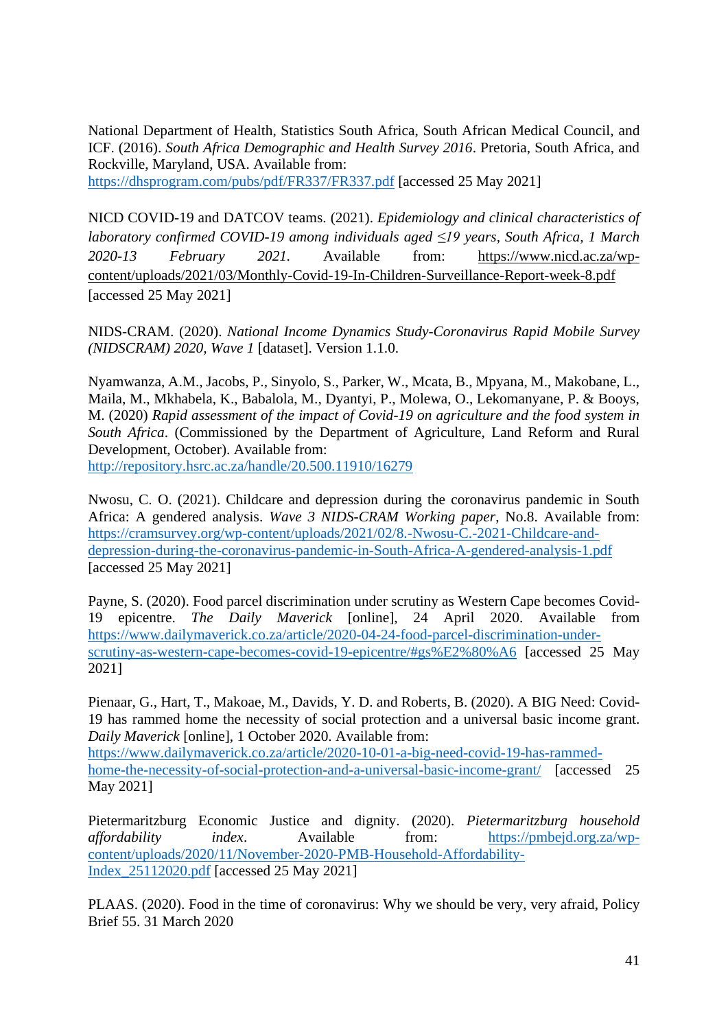National Department of Health, Statistics South Africa, South African Medical Council, and ICF. (2016). *South Africa Demographic and Health Survey 2016*. Pretoria, South Africa, and Rockville, Maryland, USA. Available from: https://dhsprogram.com/pubs/pdf/FR337/FR337.pdf [accessed 25 May 2021]

NICD COVID-19 and DATCOV teams. (2021). *Epidemiology and clinical characteristics of laboratory confirmed COVID-19 among individuals aged ≤19 years, South Africa, 1 March 2020-13 February 2021.* Available from: https://www.nicd.ac.za/wp-content/uploads/2021/03/Monthly-Covid-19-In-Children-Surveillance-Report-week-8.pdf [accessed 25 May 2021]

NIDS-CRAM. (2020). *National Income Dynamics Study-Coronavirus Rapid Mobile Survey (NIDSCRAM) 2020, Wave 1* [dataset]. Version 1.1.0.

Nyamwanza, A.M., Jacobs, P., Sinyolo, S., Parker, W., Mcata, B., Mpyana, M., Makobane, L., Maila, M., Mkhabela, K., Babalola, M., Dyantyi, P., Molewa, O., Lekomanyane, P. & Booys, M. (2020) *Rapid assessment of the impact of Covid-19 on agriculture and the food system in South Africa*. (Commissioned by the Department of Agriculture, Land Reform and Rural Development, October). Available from: http://repository.hsrc.ac.za/handle/20.500.11910/16279

Nwosu, C. O. (2021). Childcare and depression during the coronavirus pandemic in South Africa: A gendered analysis. *Wave 3 NIDS-CRAM Working paper*, No.8. Available from: https://cramsurvey.org/wp-content/uploads/2021/02/8.-Nwosu-C.-2021-Childcare-and-depression-during-the-coronavirus-pandemic-in-South-Africa-A-gendered-analysis-1.pdf [accessed 25 May 2021]

Payne, S. (2020). Food parcel discrimination under scrutiny as Western Cape becomes Covid-19 epicentre. *The Daily Maverick* [online], 24 April 2020. Available from https://www.dailymaverick.co.za/article/2020-04-24-food-parcel-discrimination-under-scrutiny-as-western-cape-becomes-covid-19-epicentre/#gs%E2%80%A6 [accessed 25 May 2021]

Pienaar, G., Hart, T., Makoae, M., Davids, Y. D. and Roberts, B. (2020). A BIG Need: Covid-19 has rammed home the necessity of social protection and a universal basic income grant. *Daily Maverick* [online], 1 October 2020. Available from: https://www.dailymaverick.co.za/article/2020-10-01-a-big-need-covid-19-has-rammed-home-the-necessity-of-social-protection-and-a-universal-basic-income-grant/ [accessed 25 May 2021]

Pietermaritzburg Economic Justice and dignity. (2020). *Pietermaritzburg household affordability index*. Available from: https://pmbejd.org.za/wp-content/uploads/2020/11/November-2020-PMB-Household-Affordability-Index_25112020.pdf [accessed 25 May 2021]

PLAAS. (2020). Food in the time of coronavirus: Why we should be very, very afraid, Policy Brief 55. 31 March 2020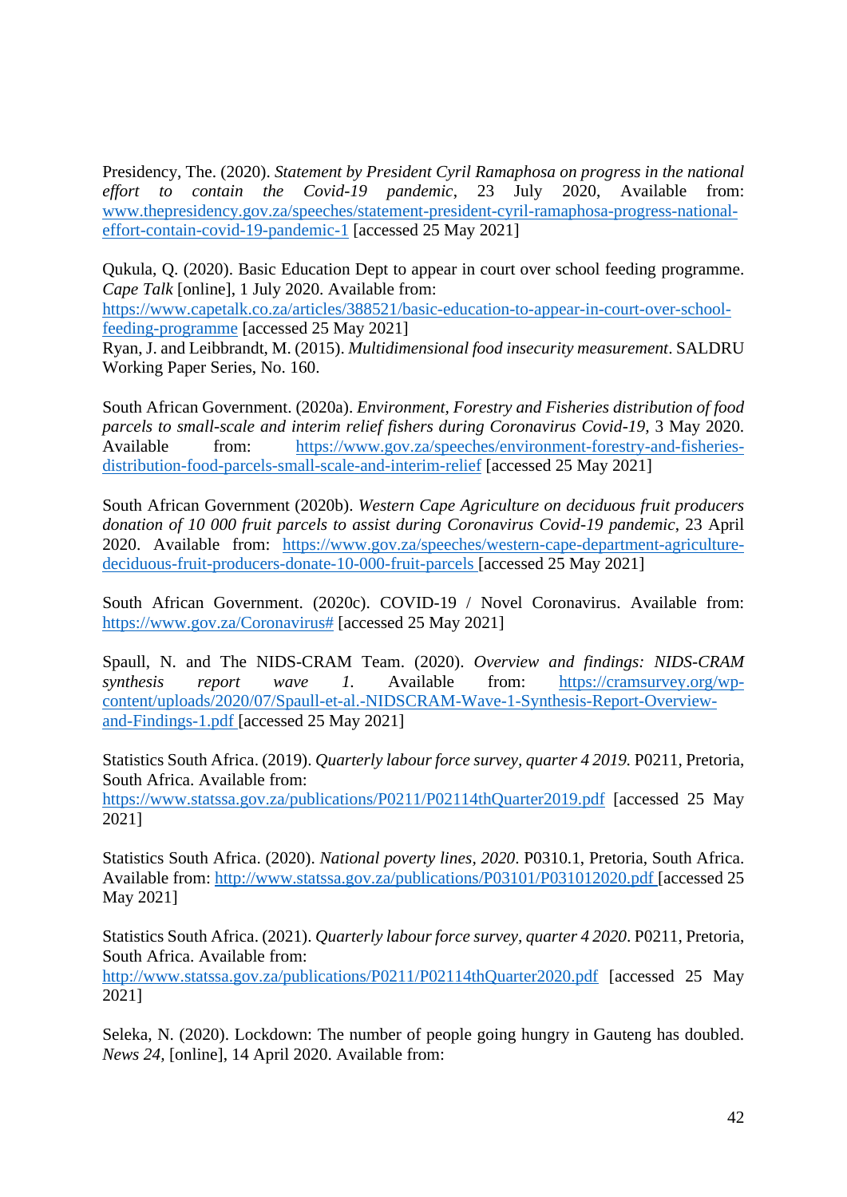Presidency, The. (2020). *Statement by President Cyril Ramaphosa on progress in the national effort to contain the Covid-19 pandemic*, 23 July 2020, Available from: [www.thepresidency.gov.za/speeches/statement-president-cyril-ramaphosa-progress-national-effort-contain-covid-19-pandemic-1](www.thepresidency.gov.za/speeches/statement-president-cyril-ramaphosa-progress-national-effort-contain-covid-19-pandemic-1) [accessed 25 May 2021]

Qukula, Q. (2020). Basic Education Dept to appear in court over school feeding programme. *Cape Talk* [online], 1 July 2020. Available from: [https://www.capetalk.co.za/articles/388521/basic-education-to-appear-in-court-over-school-feeding-programme](https://www.capetalk.co.za/articles/388521/basic-education-to-appear-in-court-over-school-feeding-programme) [accessed 25 May 2021]

Ryan, J. and Leibbrandt, M. (2015). *Multidimensional food insecurity measurement*. SALDRU Working Paper Series, No. 160.

South African Government. (2020a). *Environment, Forestry and Fisheries distribution of food parcels to small-scale and interim relief fishers during Coronavirus Covid-19*, 3 May 2020. Available from: [https://www.gov.za/speeches/environment-forestry-and-fisheries-distribution-food-parcels-small-scale-and-interim-relief](https://www.gov.za/speeches/environment-forestry-and-fisheries-distribution-food-parcels-small-scale-and-interim-relief) [accessed 25 May 2021]

South African Government (2020b). *Western Cape Agriculture on deciduous fruit producers donation of 10 000 fruit parcels to assist during Coronavirus Covid-19 pandemic*, 23 April 2020. Available from: [https://www.gov.za/speeches/western-cape-department-agriculture-deciduous-fruit-producers-donate-10-000-fruit-parcels](https://www.gov.za/speeches/western-cape-department-agriculture-deciduous-fruit-producers-donate-10-000-fruit-parcels) [accessed 25 May 2021]

South African Government. (2020c). COVID-19 / Novel Coronavirus. Available from: [https://www.gov.za/Coronavirus#](https://www.gov.za/Coronavirus#) [accessed 25 May 2021]

Spaull, N. and The NIDS-CRAM Team. (2020). *Overview and findings: NIDS-CRAM synthesis report wave 1*. Available from: [https://cramsurvey.org/wp-content/uploads/2020/07/Spaull-et-al.-NIDSCRAM-Wave-1-Synthesis-Report-Overview-and-Findings-1.pdf](https://cramsurvey.org/wp-content/uploads/2020/07/Spaull-et-al.-NIDSCRAM-Wave-1-Synthesis-Report-Overview-and-Findings-1.pdf) [accessed 25 May 2021]

Statistics South Africa. (2019). *Quarterly labour force survey, quarter 4 2019*. P0211, Pretoria, South Africa. Available from: [https://www.statssa.gov.za/publications/P0211/P02114thQuarter2019.pdf](https://www.statssa.gov.za/publications/P0211/P02114thQuarter2019.pdf) [accessed 25 May 2021]

Statistics South Africa. (2020). *National poverty lines, 2020*. P0310.1, Pretoria, South Africa. Available from: [http://www.statssa.gov.za/publications/P03101/P031012020.pdf](http://www.statssa.gov.za/publications/P03101/P031012020.pdf) [accessed 25 May 2021]

Statistics South Africa. (2021). *Quarterly labour force survey, quarter 4 2020*. P0211, Pretoria, South Africa. Available from: [http://www.statssa.gov.za/publications/P0211/P02114thQuarter2020.pdf](http://www.statssa.gov.za/publications/P0211/P02114thQuarter2020.pdf) [accessed 25 May 2021]

Seleka, N. (2020). Lockdown: The number of people going hungry in Gauteng has doubled. *News 24*, [online], 14 April 2020. Available from: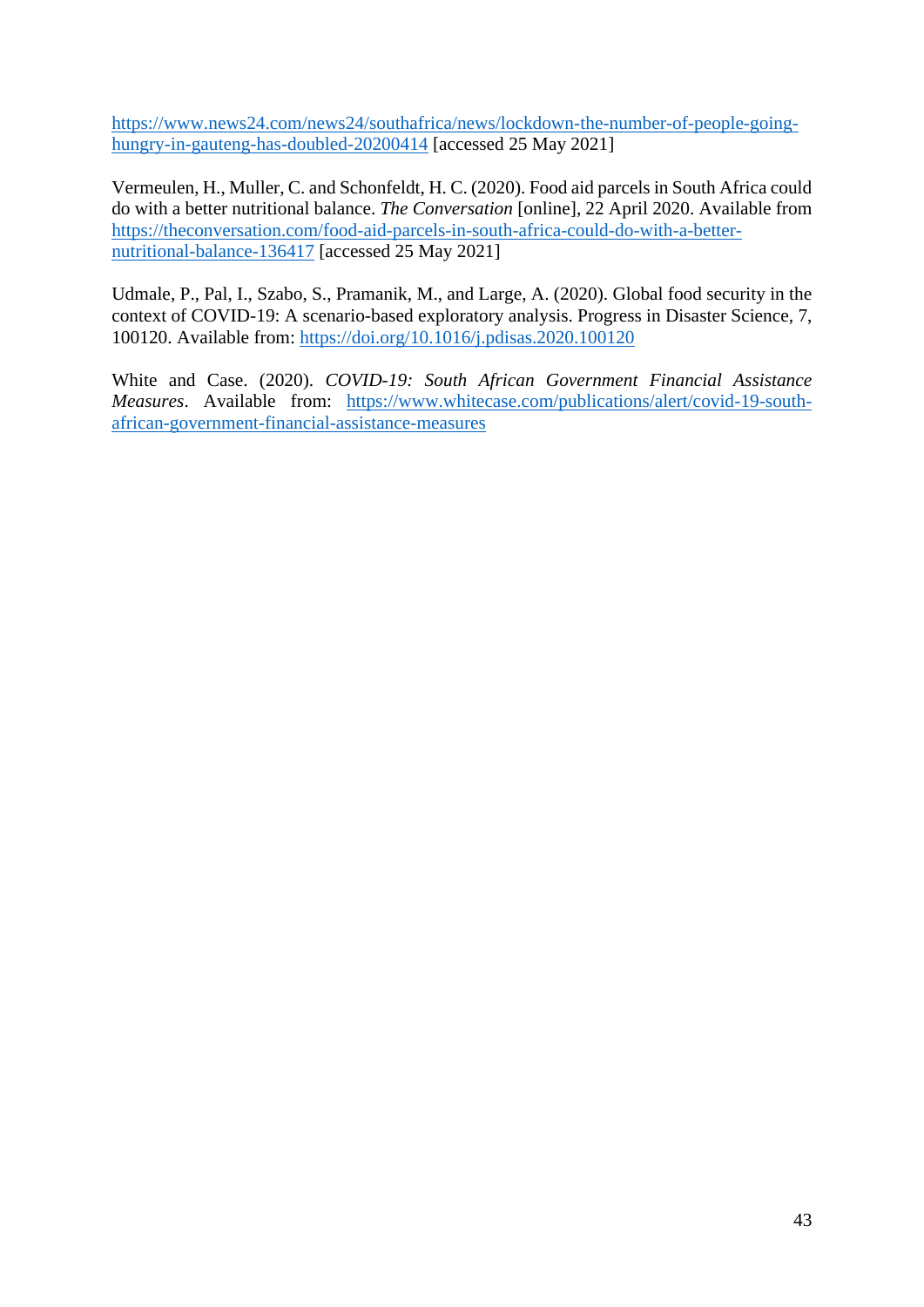https://www.news24.com/news24/southafrica/news/lockdown-the-number-of-people-going-hungry-in-gauteng-has-doubled-20200414 [accessed 25 May 2021]

Vermeulen, H., Muller, C. and Schonfeldt, H. C. (2020). Food aid parcels in South Africa could do with a better nutritional balance. *The Conversation* [online], 22 April 2020. Available from https://theconversation.com/food-aid-parcels-in-south-africa-could-do-with-a-better-nutritional-balance-136417 [accessed 25 May 2021]

Udmale, P., Pal, I., Szabo, S., Pramanik, M., and Large, A. (2020). Global food security in the context of COVID-19: A scenario-based exploratory analysis. Progress in Disaster Science, 7, 100120. Available from: https://doi.org/10.1016/j.pdisas.2020.100120

White and Case. (2020). *COVID-19: South African Government Financial Assistance Measures*. Available from: https://www.whitecase.com/publications/alert/covid-19-south-african-government-financial-assistance-measures